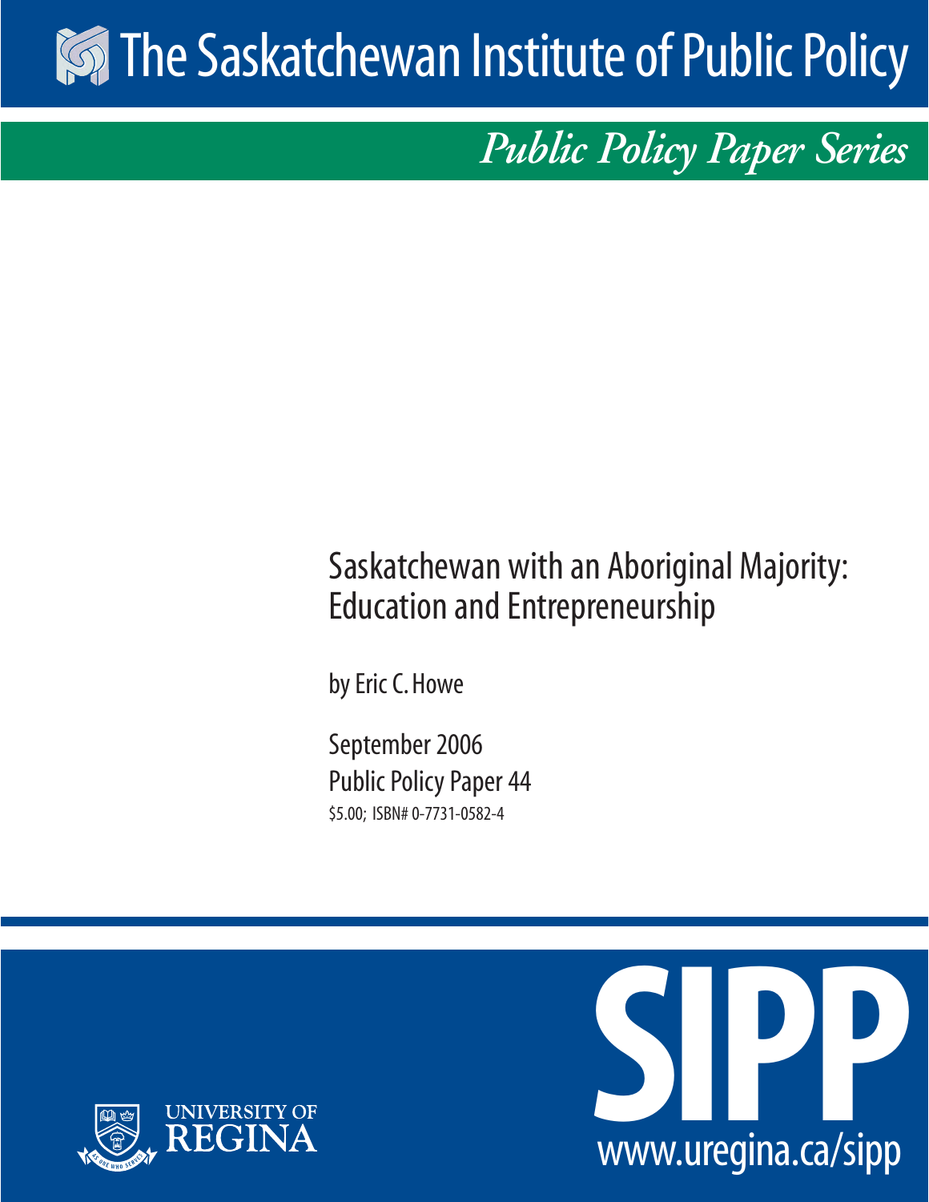# The Saskatchewan Institute of Public Policy

*Public Policy Paper Series*

## Saskatchewan with an Aboriginal Majority: Education and Entrepreneurship

by Eric C. Howe

September 2006

Public Policy Paper 44

$5.00; ISBN# 0-7731-0582-4

UNIVERSITY OF REGINA

SIPP

www.uregina.ca/sipp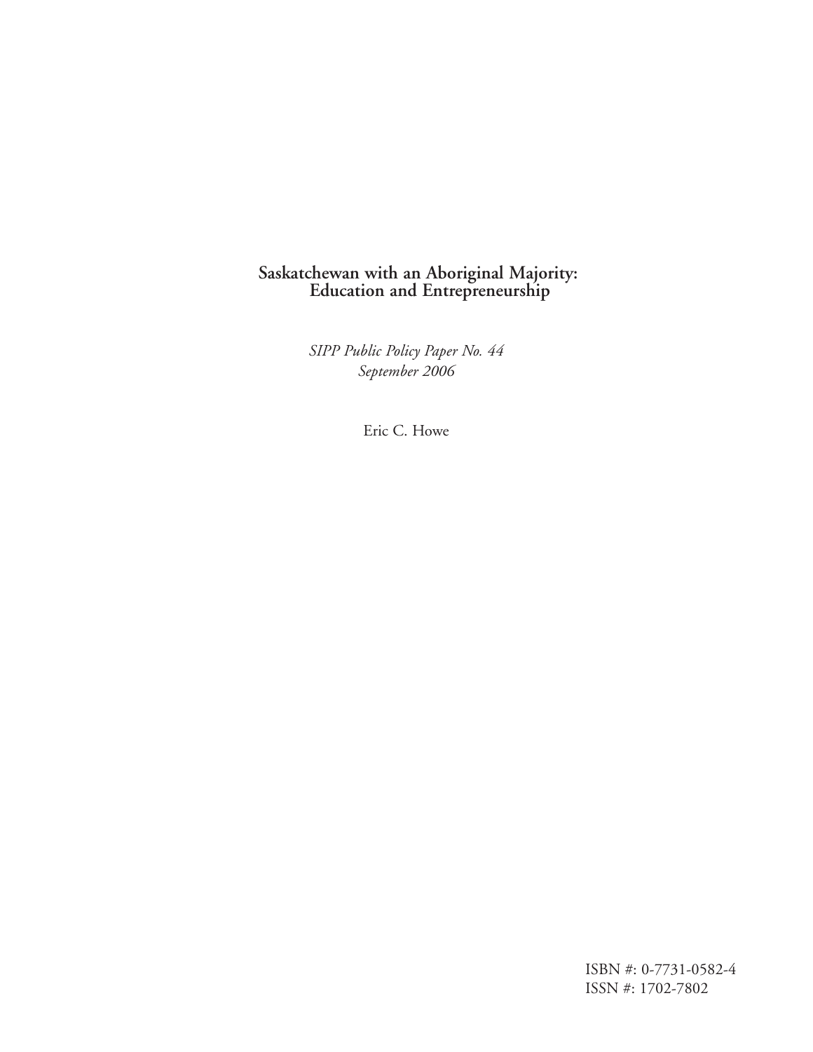# Saskatchewan with an Aboriginal Majority: Education and Entrepreneurship

*SIPP Public Policy Paper No. 44*
*September 2006*

Eric C. Howe

ISBN #: 0-7731-0582-4
ISSN #: 1702-7802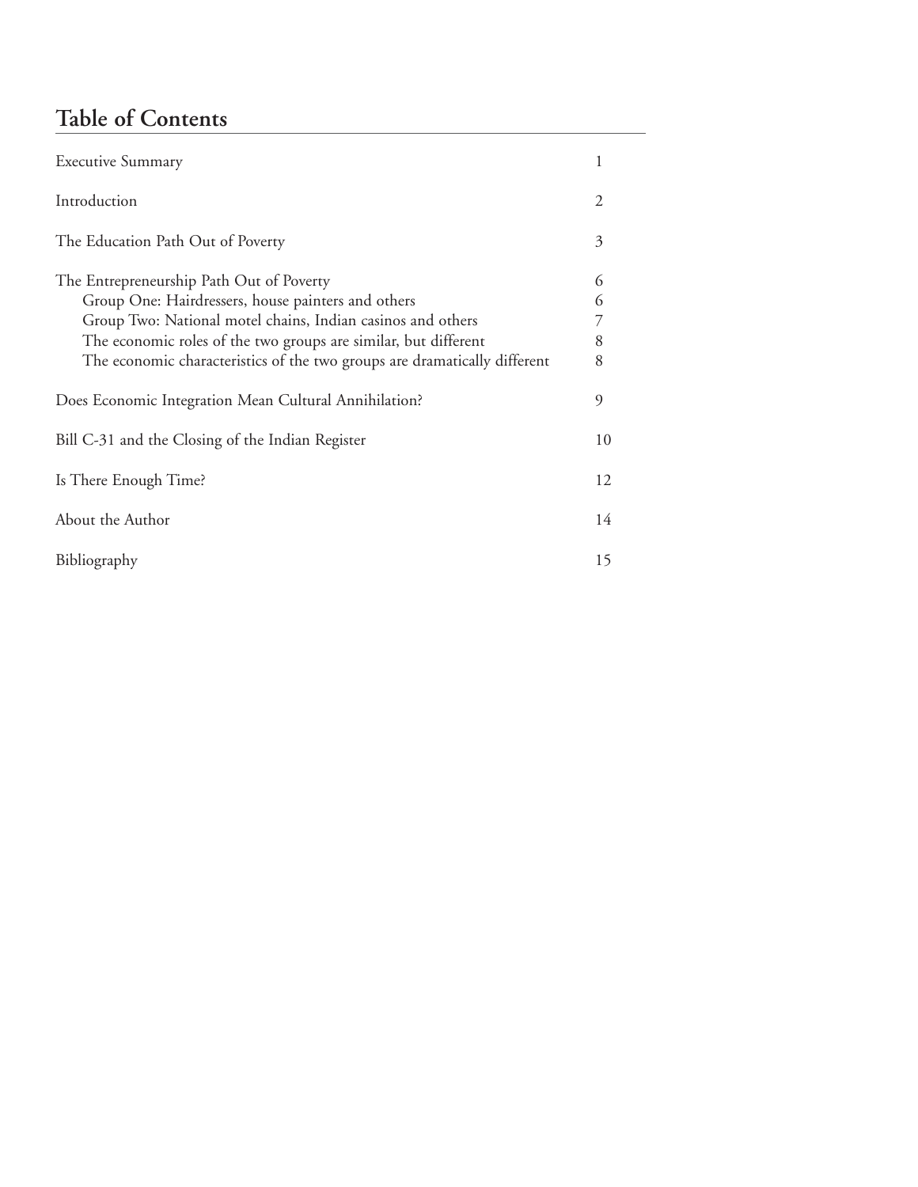## Table of Contents

| | |
|---|---|
| Executive Summary | 1 |
| Introduction | 2 |
| The Education Path Out of Poverty | 3 |
| The Entrepreneurship Path Out of Poverty | 6 |
| Group One: Hairdressers, house painters and others | 6 |
| Group Two: National motel chains, Indian casinos and others | 7 |
| The economic roles of the two groups are similar, but different | 8 |
| The economic characteristics of the two groups are dramatically different | 8 |
| Does Economic Integration Mean Cultural Annihilation? | 9 |
| Bill C-31 and the Closing of the Indian Register | 10 |
| Is There Enough Time? | 12 |
| About the Author | 14 |
| Bibliography | 15 |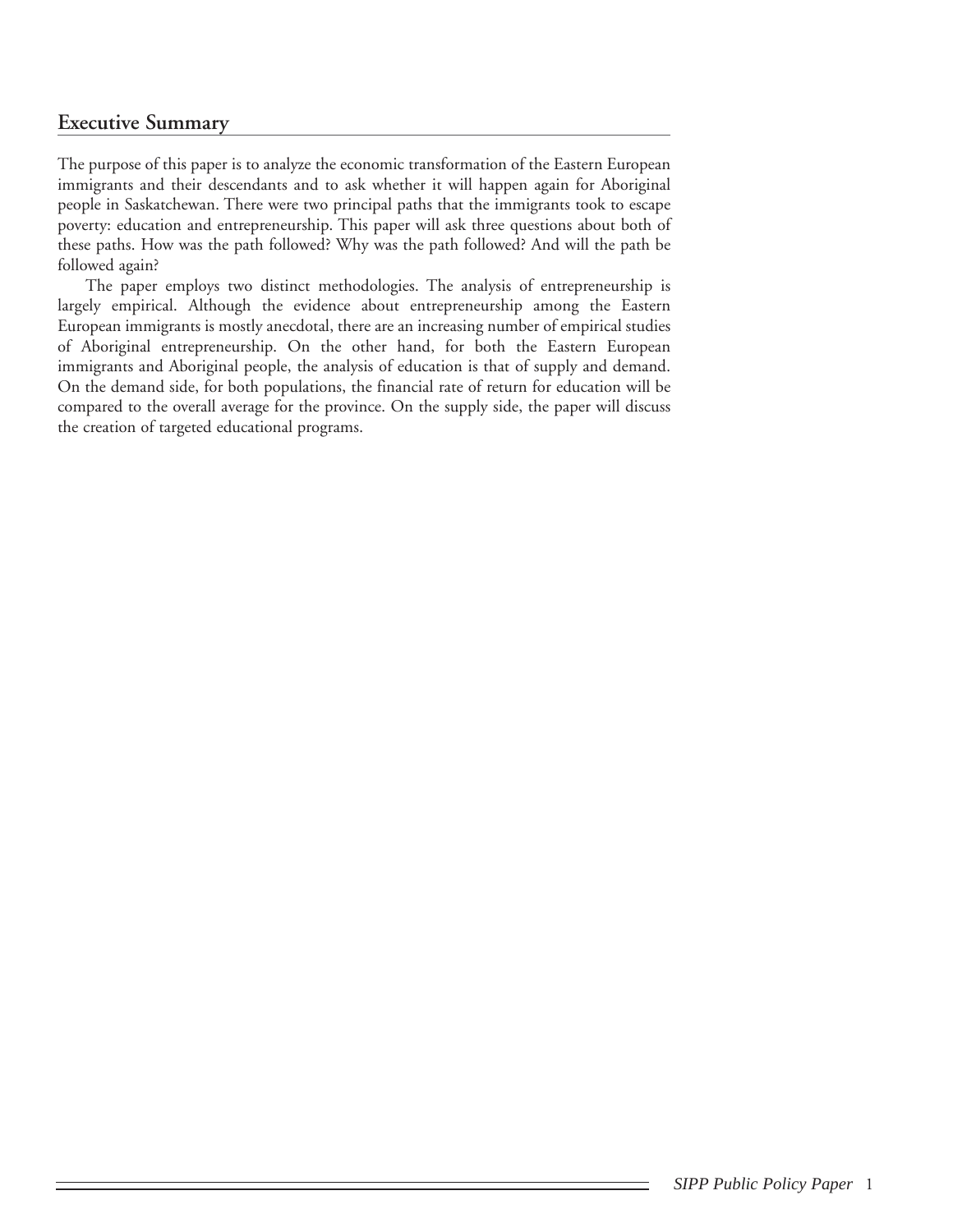## Executive Summary

The purpose of this paper is to analyze the economic transformation of the Eastern European immigrants and their descendants and to ask whether it will happen again for Aboriginal people in Saskatchewan. There were two principal paths that the immigrants took to escape poverty: education and entrepreneurship. This paper will ask three questions about both of these paths. How was the path followed? Why was the path followed? And will the path be followed again?

The paper employs two distinct methodologies. The analysis of entrepreneurship is largely empirical. Although the evidence about entrepreneurship among the Eastern European immigrants is mostly anecdotal, there are an increasing number of empirical studies of Aboriginal entrepreneurship. On the other hand, for both the Eastern European immigrants and Aboriginal people, the analysis of education is that of supply and demand. On the demand side, for both populations, the financial rate of return for education will be compared to the overall average for the province. On the supply side, the paper will discuss the creation of targeted educational programs.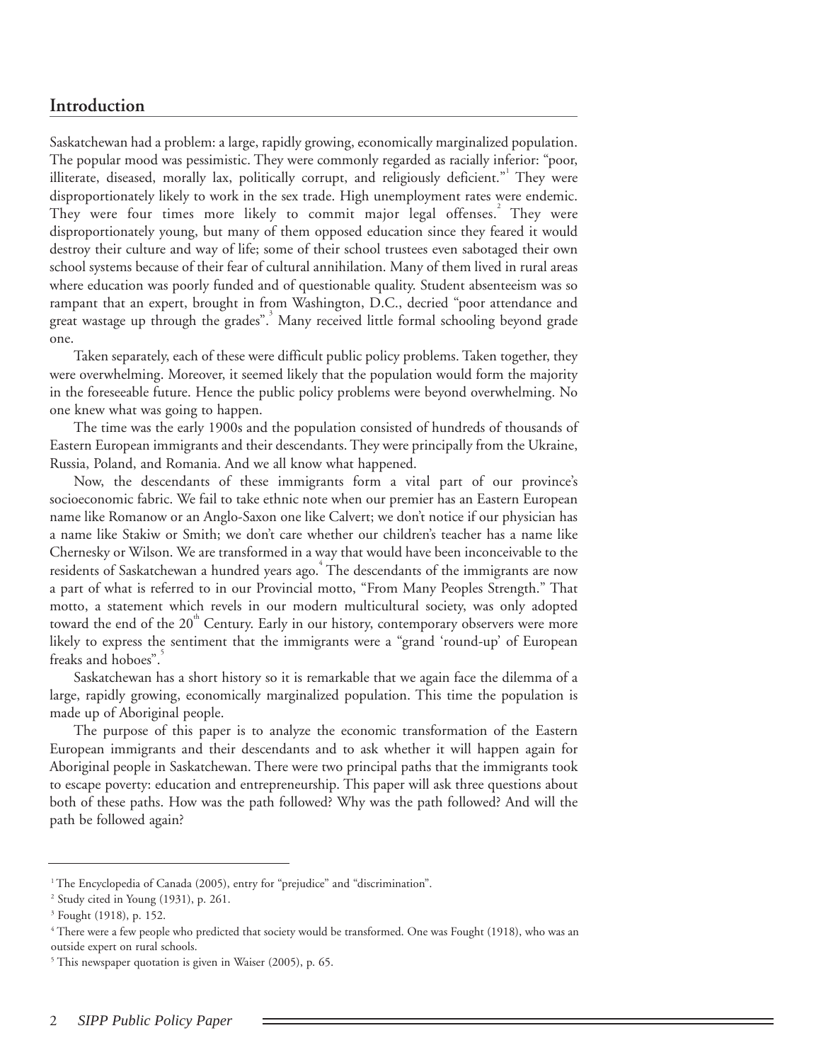## Introduction

Saskatchewan had a problem: a large, rapidly growing, economically marginalized population. The popular mood was pessimistic. They were commonly regarded as racially inferior: "poor, illiterate, diseased, morally lax, politically corrupt, and religiously deficient."[1] They were disproportionately likely to work in the sex trade. High unemployment rates were endemic. They were four times more likely to commit major legal offenses.[2] They were disproportionately young, but many of them opposed education since they feared it would destroy their culture and way of life; some of their school trustees even sabotaged their own school systems because of their fear of cultural annihilation. Many of them lived in rural areas where education was poorly funded and of questionable quality. Student absenteeism was so rampant that an expert, brought in from Washington, D.C., decried "poor attendance and great wastage up through the grades".[3] Many received little formal schooling beyond grade one.

Taken separately, each of these were difficult public policy problems. Taken together, they were overwhelming. Moreover, it seemed likely that the population would form the majority in the foreseeable future. Hence the public policy problems were beyond overwhelming. No one knew what was going to happen.

The time was the early 1900s and the population consisted of hundreds of thousands of Eastern European immigrants and their descendants. They were principally from the Ukraine, Russia, Poland, and Romania. And we all know what happened.

Now, the descendants of these immigrants form a vital part of our province's socioeconomic fabric. We fail to take ethnic note when our premier has an Eastern European name like Romanow or an Anglo-Saxon one like Calvert; we don't notice if our physician has a name like Stakiw or Smith; we don't care whether our children's teacher has a name like Chernesky or Wilson. We are transformed in a way that would have been inconceivable to the residents of Saskatchewan a hundred years ago.[4] The descendants of the immigrants are now a part of what is referred to in our Provincial motto, "From Many Peoples Strength." That motto, a statement which revels in our modern multicultural society, was only adopted toward the end of the 20th Century. Early in our history, contemporary observers were more likely to express the sentiment that the immigrants were a "grand 'round-up' of European freaks and hoboes".[5]

Saskatchewan has a short history so it is remarkable that we again face the dilemma of a large, rapidly growing, economically marginalized population. This time the population is made up of Aboriginal people.

The purpose of this paper is to analyze the economic transformation of the Eastern European immigrants and their descendants and to ask whether it will happen again for Aboriginal people in Saskatchewan. There were two principal paths that the immigrants took to escape poverty: education and entrepreneurship. This paper will ask three questions about both of these paths. How was the path followed? Why was the path followed? And will the path be followed again?

---

[1] The Encyclopedia of Canada (2005), entry for "prejudice" and "discrimination".

[2] Study cited in Young (1931), p. 261.

[3] Fought (1918), p. 152.

[4] There were a few people who predicted that society would be transformed. One was Fought (1918), who was an outside expert on rural schools.

[5] This newspaper quotation is given in Waiser (2005), p. 65.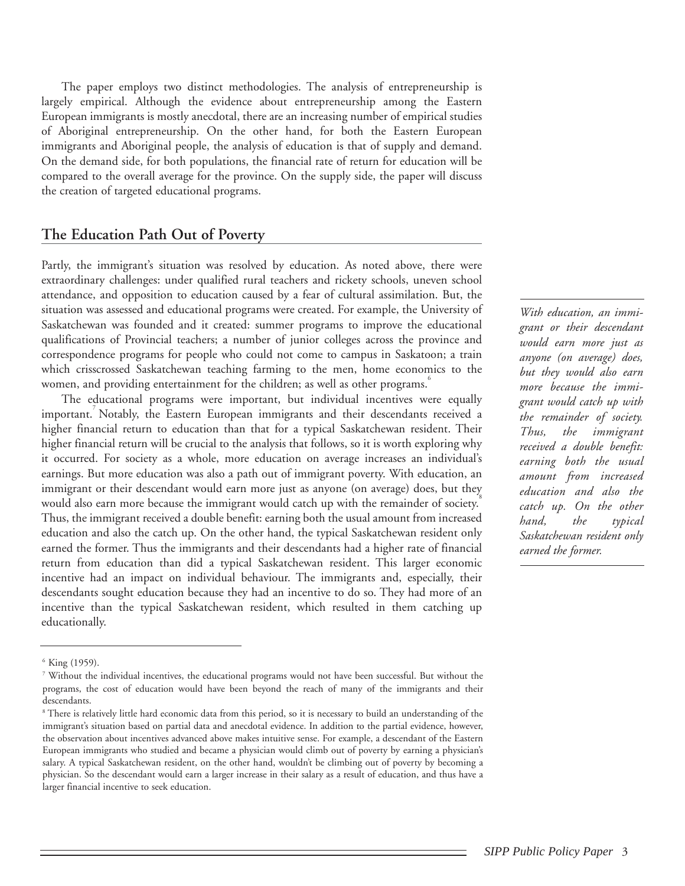The paper employs two distinct methodologies. The analysis of entrepreneurship is largely empirical. Although the evidence about entrepreneurship among the Eastern European immigrants is mostly anecdotal, there are an increasing number of empirical studies of Aboriginal entrepreneurship. On the other hand, for both the Eastern European immigrants and Aboriginal people, the analysis of education is that of supply and demand. On the demand side, for both populations, the financial rate of return for education will be compared to the overall average for the province. On the supply side, the paper will discuss the creation of targeted educational programs.

## The Education Path Out of Poverty

Partly, the immigrant's situation was resolved by education. As noted above, there were extraordinary challenges: under qualified rural teachers and rickety schools, uneven school attendance, and opposition to education caused by a fear of cultural assimilation. But, the situation was assessed and educational programs were created. For example, the University of Saskatchewan was founded and it created: summer programs to improve the educational qualifications of Provincial teachers; a number of junior colleges across the province and correspondence programs for people who could not come to campus in Saskatoon; a train which crisscrossed Saskatchewan teaching farming to the men, home economics to the women, and providing entertainment for the children; as well as other programs.[6]

The educational programs were important, but individual incentives were equally important.[7] Notably, the Eastern European immigrants and their descendants received a higher financial return to education than that for a typical Saskatchewan resident. Their higher financial return will be crucial to the analysis that follows, so it is worth exploring why it occurred. For society as a whole, more education on average increases an individual's earnings. But more education was also a path out of immigrant poverty. With education, an immigrant or their descendant would earn more just as anyone (on average) does, but they would also earn more because the immigrant would catch up with the remainder of society.[8] Thus, the immigrant received a double benefit: earning both the usual amount from increased education and also the catch up. On the other hand, the typical Saskatchewan resident only earned the former. Thus the immigrants and their descendants had a higher rate of financial return from education than did a typical Saskatchewan resident. This larger economic incentive had an impact on individual behaviour. The immigrants and, especially, their descendants sought education because they had an incentive to do so. They had more of an incentive than the typical Saskatchewan resident, which resulted in them catching up educationally.

*With education, an immigrant or their descendant would earn more just as anyone (on average) does, but they would also earn more because the immigrant would catch up with the remainder of society. Thus, the immigrant received a double benefit: earning both the usual amount from increased education and also the catch up. On the other hand, the typical Saskatchewan resident only earned the former.*

---

[6] King (1959).

[7] Without the individual incentives, the educational programs would not have been successful. But without the programs, the cost of education would have been beyond the reach of many of the immigrants and their descendants.

[8] There is relatively little hard economic data from this period, so it is necessary to build an understanding of the immigrant's situation based on partial data and anecdotal evidence. In addition to the partial evidence, however, the observation about incentives advanced above makes intuitive sense. For example, a descendant of the Eastern European immigrants who studied and became a physician would climb out of poverty by earning a physician's salary. A typical Saskatchewan resident, on the other hand, wouldn't be climbing out of poverty by becoming a physician. So the descendant would earn a larger increase in their salary as a result of education, and thus have a larger financial incentive to seek education.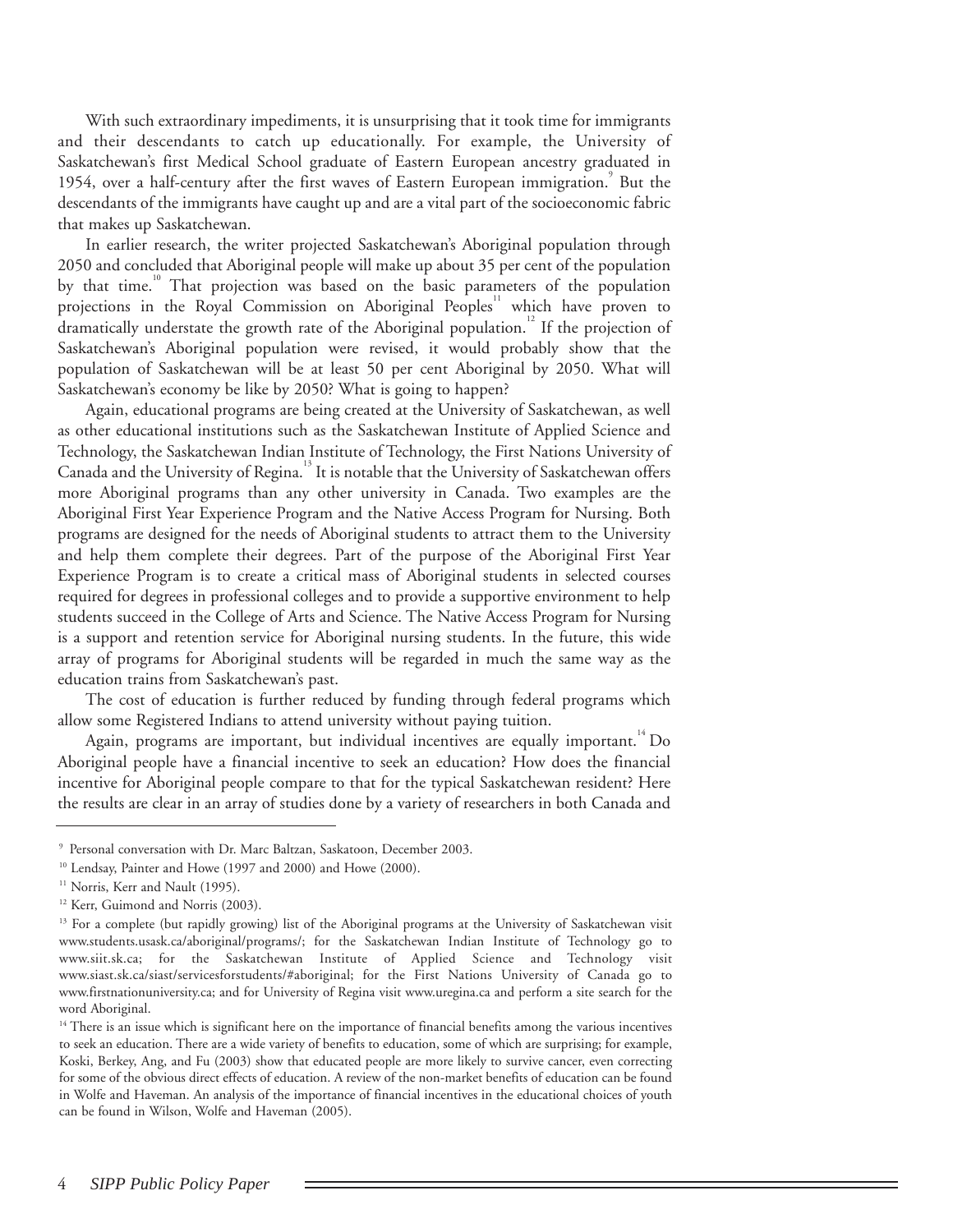With such extraordinary impediments, it is unsurprising that it took time for immigrants and their descendants to catch up educationally. For example, the University of Saskatchewan's first Medical School graduate of Eastern European ancestry graduated in 1954, over a half-century after the first waves of Eastern European immigration.[9] But the descendants of the immigrants have caught up and are a vital part of the socioeconomic fabric that makes up Saskatchewan.

In earlier research, the writer projected Saskatchewan's Aboriginal population through 2050 and concluded that Aboriginal people will make up about 35 per cent of the population by that time.[10] That projection was based on the basic parameters of the population projections in the Royal Commission on Aboriginal Peoples[11] which have proven to dramatically understate the growth rate of the Aboriginal population.[12] If the projection of Saskatchewan's Aboriginal population were revised, it would probably show that the population of Saskatchewan will be at least 50 per cent Aboriginal by 2050. What will Saskatchewan's economy be like by 2050? What is going to happen?

Again, educational programs are being created at the University of Saskatchewan, as well as other educational institutions such as the Saskatchewan Institute of Applied Science and Technology, the Saskatchewan Indian Institute of Technology, the First Nations University of Canada and the University of Regina.[13] It is notable that the University of Saskatchewan offers more Aboriginal programs than any other university in Canada. Two examples are the Aboriginal First Year Experience Program and the Native Access Program for Nursing. Both programs are designed for the needs of Aboriginal students to attract them to the University and help them complete their degrees. Part of the purpose of the Aboriginal First Year Experience Program is to create a critical mass of Aboriginal students in selected courses required for degrees in professional colleges and to provide a supportive environment to help students succeed in the College of Arts and Science. The Native Access Program for Nursing is a support and retention service for Aboriginal nursing students. In the future, this wide array of programs for Aboriginal students will be regarded in much the same way as the education trains from Saskatchewan's past.

The cost of education is further reduced by funding through federal programs which allow some Registered Indians to attend university without paying tuition.

Again, programs are important, but individual incentives are equally important.[14] Do Aboriginal people have a financial incentive to seek an education? How does the financial incentive for Aboriginal people compare to that for the typical Saskatchewan resident? Here the results are clear in an array of studies done by a variety of researchers in both Canada and

---

[9] Personal conversation with Dr. Marc Baltzan, Saskatoon, December 2003.

[10] Lendsay, Painter and Howe (1997 and 2000) and Howe (2000).

[11] Norris, Kerr and Nault (1995).

[12] Kerr, Guimond and Norris (2003).

[13] For a complete (but rapidly growing) list of the Aboriginal programs at the University of Saskatchewan visit www.students.usask.ca/aboriginal/programs/; for the Saskatchewan Indian Institute of Technology go to www.siit.sk.ca; for the Saskatchewan Institute of Applied Science and Technology visit www.siast.sk.ca/siast/servicesforstudents/#aboriginal; for the First Nations University of Canada go to www.firstnationuniversity.ca; and for University of Regina visit www.uregina.ca and perform a site search for the word Aboriginal.

[14] There is an issue which is significant here on the importance of financial benefits among the various incentives to seek an education. There are a wide variety of benefits to education, some of which are surprising; for example, Koski, Berkey, Ang, and Fu (2003) show that educated people are more likely to survive cancer, even correcting for some of the obvious direct effects of education. A review of the non-market benefits of education can be found in Wolfe and Haveman. An analysis of the importance of financial incentives in the educational choices of youth can be found in Wilson, Wolfe and Haveman (2005).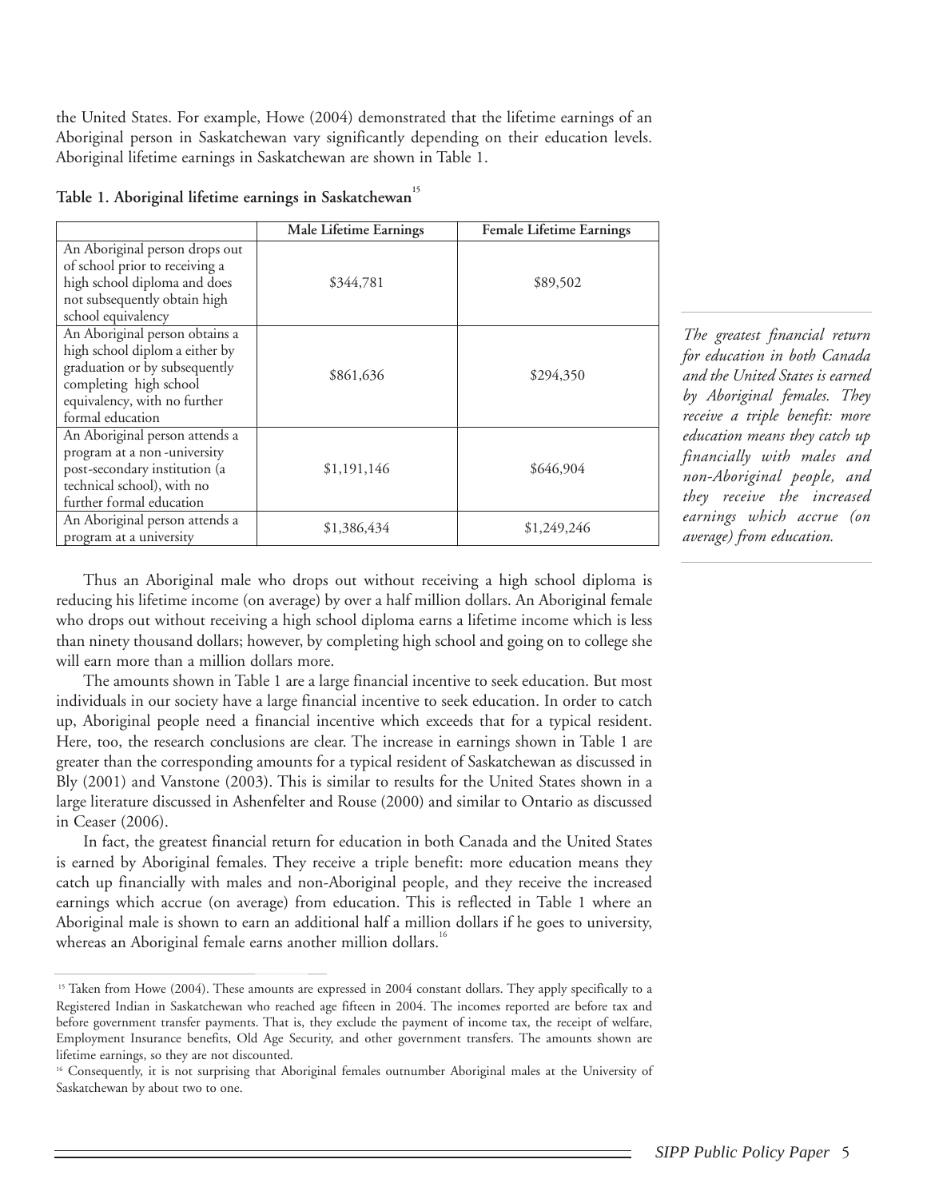the United States. For example, Howe (2004) demonstrated that the lifetime earnings of an Aboriginal person in Saskatchewan vary significantly depending on their education levels. Aboriginal lifetime earnings in Saskatchewan are shown in Table 1.

**Table 1. Aboriginal lifetime earnings in Saskatchewan**[15]

| | Male Lifetime Earnings | Female Lifetime Earnings |
|---|---|---|
| An Aboriginal person drops out of school prior to receiving a high school diploma and does not subsequently obtain high school equivalency | $344,781 | $89,502 |
| An Aboriginal person obtains a high school diplom a either by graduation or by subsequently completing high school equivalency, with no further formal education | $861,636 | $294,350 |
| An Aboriginal person attends a program at a non -university post-secondary institution (a technical school), with no further formal education | $1,191,146 | $646,904 |
| An Aboriginal person attends a program at a university | $1,386,434 | $1,249,246 |

*The greatest financial return for education in both Canada and the United States is earned by Aboriginal females. They receive a triple benefit: more education means they catch up financially with males and non-Aboriginal people, and they receive the increased earnings which accrue (on average) from education.*

Thus an Aboriginal male who drops out without receiving a high school diploma is reducing his lifetime income (on average) by over a half million dollars. An Aboriginal female who drops out without receiving a high school diploma earns a lifetime income which is less than ninety thousand dollars; however, by completing high school and going on to college she will earn more than a million dollars more.

The amounts shown in Table 1 are a large financial incentive to seek education. But most individuals in our society have a large financial incentive to seek education. In order to catch up, Aboriginal people need a financial incentive which exceeds that for a typical resident. Here, too, the research conclusions are clear. The increase in earnings shown in Table 1 are greater than the corresponding amounts for a typical resident of Saskatchewan as discussed in Bly (2001) and Vanstone (2003). This is similar to results for the United States shown in a large literature discussed in Ashenfelter and Rouse (2000) and similar to Ontario as discussed in Ceaser (2006).

In fact, the greatest financial return for education in both Canada and the United States is earned by Aboriginal females. They receive a triple benefit: more education means they catch up financially with males and non-Aboriginal people, and they receive the increased earnings which accrue (on average) from education. This is reflected in Table 1 where an Aboriginal male is shown to earn an additional half a million dollars if he goes to university, whereas an Aboriginal female earns another million dollars.[16]

---

[15] Taken from Howe (2004). These amounts are expressed in 2004 constant dollars. They apply specifically to a Registered Indian in Saskatchewan who reached age fifteen in 2004. The incomes reported are before tax and before government transfer payments. That is, they exclude the payment of income tax, the receipt of welfare, Employment Insurance benefits, Old Age Security, and other government transfers. The amounts shown are lifetime earnings, so they are not discounted.

[16] Consequently, it is not surprising that Aboriginal females outnumber Aboriginal males at the University of Saskatchewan by about two to one.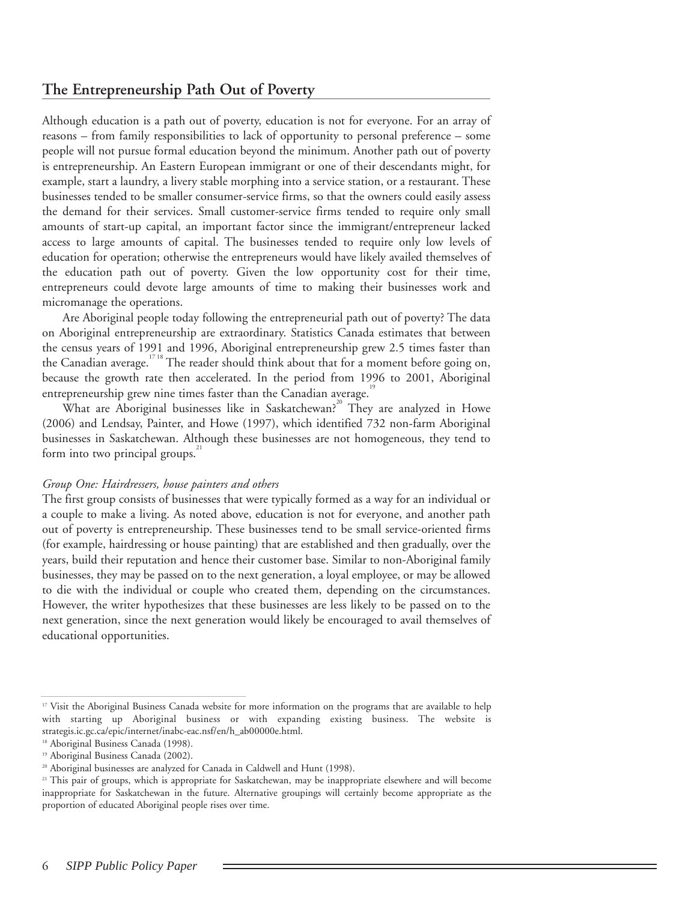## The Entrepreneurship Path Out of Poverty

Although education is a path out of poverty, education is not for everyone. For an array of reasons – from family responsibilities to lack of opportunity to personal preference – some people will not pursue formal education beyond the minimum. Another path out of poverty is entrepreneurship. An Eastern European immigrant or one of their descendants might, for example, start a laundry, a livery stable morphing into a service station, or a restaurant. These businesses tended to be smaller consumer-service firms, so that the owners could easily assess the demand for their services. Small customer-service firms tended to require only small amounts of start-up capital, an important factor since the immigrant/entrepreneur lacked access to large amounts of capital. The businesses tended to require only low levels of education for operation; otherwise the entrepreneurs would have likely availed themselves of the education path out of poverty. Given the low opportunity cost for their time, entrepreneurs could devote large amounts of time to making their businesses work and micromanage the operations.

Are Aboriginal people today following the entrepreneurial path out of poverty? The data on Aboriginal entrepreneurship are extraordinary. Statistics Canada estimates that between the census years of 1991 and 1996, Aboriginal entrepreneurship grew 2.5 times faster than the Canadian average.[17 18] The reader should think about that for a moment before going on, because the growth rate then accelerated. In the period from 1996 to 2001, Aboriginal entrepreneurship grew nine times faster than the Canadian average.[19]

What are Aboriginal businesses like in Saskatchewan?[20] They are analyzed in Howe (2006) and Lendsay, Painter, and Howe (1997), which identified 732 non-farm Aboriginal businesses in Saskatchewan. Although these businesses are not homogeneous, they tend to form into two principal groups.[21]

*Group One: Hairdressers, house painters and others*

The first group consists of businesses that were typically formed as a way for an individual or a couple to make a living. As noted above, education is not for everyone, and another path out of poverty is entrepreneurship. These businesses tend to be small service-oriented firms (for example, hairdressing or house painting) that are established and then gradually, over the years, build their reputation and hence their customer base. Similar to non-Aboriginal family businesses, they may be passed on to the next generation, a loyal employee, or may be allowed to die with the individual or couple who created them, depending on the circumstances. However, the writer hypothesizes that these businesses are less likely to be passed on to the next generation, since the next generation would likely be encouraged to avail themselves of educational opportunities.

---

[17] Visit the Aboriginal Business Canada website for more information on the programs that are available to help with starting up Aboriginal business or with expanding existing business. The website is strategis.ic.gc.ca/epic/internet/inabc-eac.nsf/en/h_ab00000e.html.

[18] Aboriginal Business Canada (1998).

[19] Aboriginal Business Canada (2002).

[20] Aboriginal businesses are analyzed for Canada in Caldwell and Hunt (1998).

[21] This pair of groups, which is appropriate for Saskatchewan, may be inappropriate elsewhere and will become inappropriate for Saskatchewan in the future. Alternative groupings will certainly become appropriate as the proportion of educated Aboriginal people rises over time.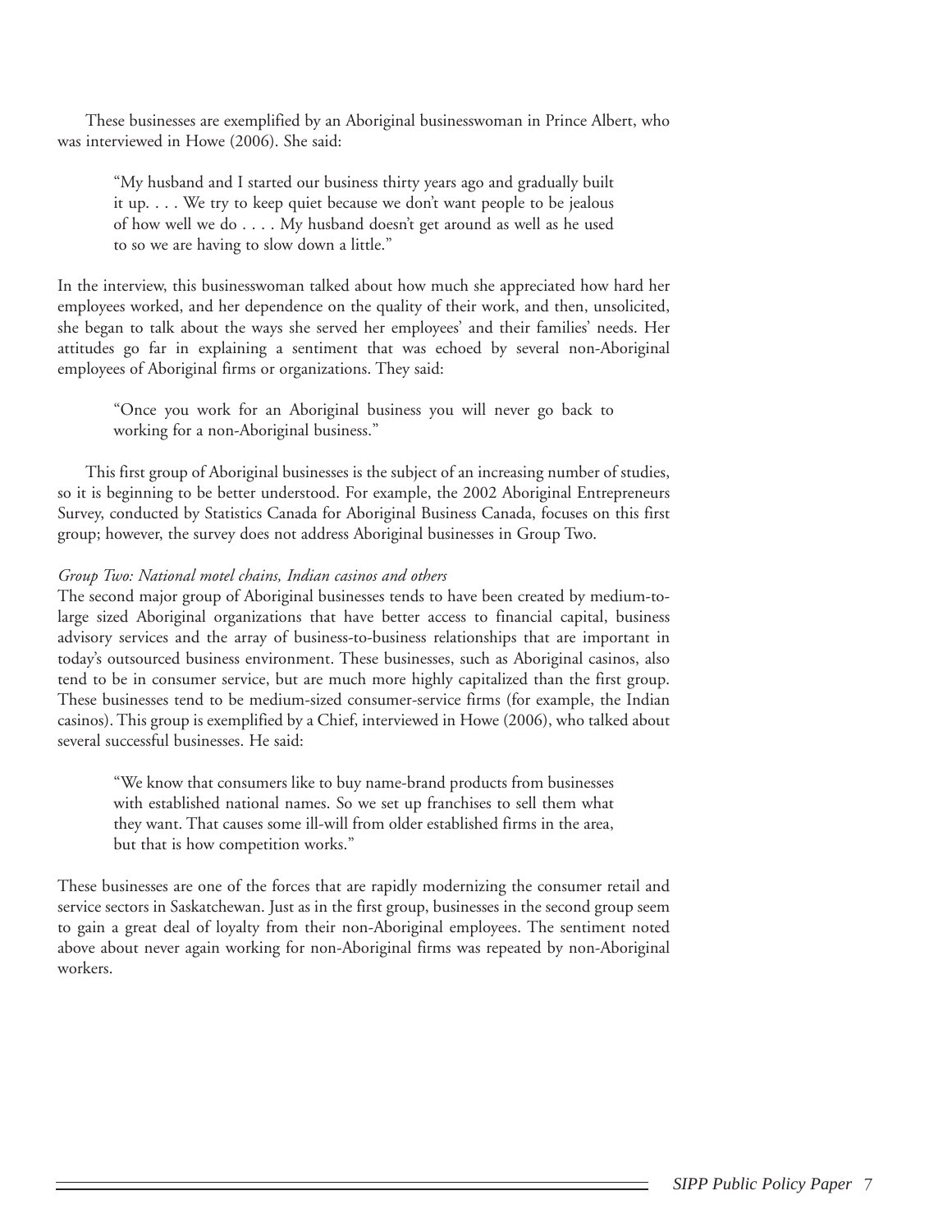These businesses are exemplified by an Aboriginal businesswoman in Prince Albert, who was interviewed in Howe (2006). She said:

> "My husband and I started our business thirty years ago and gradually built it up. . . . We try to keep quiet because we don't want people to be jealous of how well we do . . . . My husband doesn't get around as well as he used to so we are having to slow down a little."

In the interview, this businesswoman talked about how much she appreciated how hard her employees worked, and her dependence on the quality of their work, and then, unsolicited, she began to talk about the ways she served her employees' and their families' needs. Her attitudes go far in explaining a sentiment that was echoed by several non-Aboriginal employees of Aboriginal firms or organizations. They said:

> "Once you work for an Aboriginal business you will never go back to working for a non-Aboriginal business."

This first group of Aboriginal businesses is the subject of an increasing number of studies, so it is beginning to be better understood. For example, the 2002 Aboriginal Entrepreneurs Survey, conducted by Statistics Canada for Aboriginal Business Canada, focuses on this first group; however, the survey does not address Aboriginal businesses in Group Two.

*Group Two: National motel chains, Indian casinos and others*

The second major group of Aboriginal businesses tends to have been created by medium-to-large sized Aboriginal organizations that have better access to financial capital, business advisory services and the array of business-to-business relationships that are important in today's outsourced business environment. These businesses, such as Aboriginal casinos, also tend to be in consumer service, but are much more highly capitalized than the first group. These businesses tend to be medium-sized consumer-service firms (for example, the Indian casinos). This group is exemplified by a Chief, interviewed in Howe (2006), who talked about several successful businesses. He said:

> "We know that consumers like to buy name-brand products from businesses with established national names. So we set up franchises to sell them what they want. That causes some ill-will from older established firms in the area, but that is how competition works."

These businesses are one of the forces that are rapidly modernizing the consumer retail and service sectors in Saskatchewan. Just as in the first group, businesses in the second group seem to gain a great deal of loyalty from their non-Aboriginal employees. The sentiment noted above about never again working for non-Aboriginal firms was repeated by non-Aboriginal workers.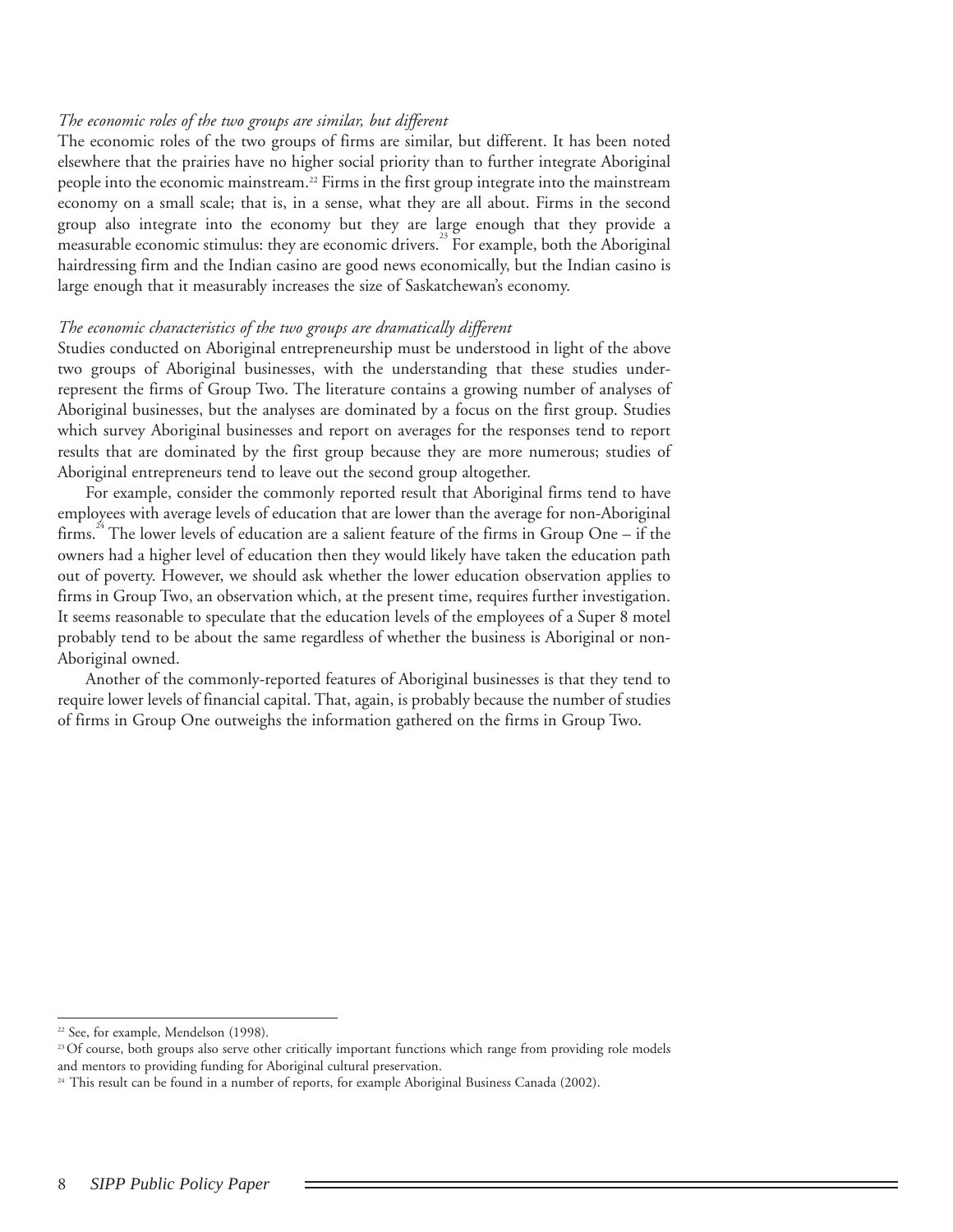*The economic roles of the two groups are similar, but different*

The economic roles of the two groups of firms are similar, but different. It has been noted elsewhere that the prairies have no higher social priority than to further integrate Aboriginal people into the economic mainstream.[22] Firms in the first group integrate into the mainstream economy on a small scale; that is, in a sense, what they are all about. Firms in the second group also integrate into the economy but they are large enough that they provide a measurable economic stimulus: they are economic drivers.[23] For example, both the Aboriginal hairdressing firm and the Indian casino are good news economically, but the Indian casino is large enough that it measurably increases the size of Saskatchewan's economy.

*The economic characteristics of the two groups are dramatically different*

Studies conducted on Aboriginal entrepreneurship must be understood in light of the above two groups of Aboriginal businesses, with the understanding that these studies under-represent the firms of Group Two. The literature contains a growing number of analyses of Aboriginal businesses, but the analyses are dominated by a focus on the first group. Studies which survey Aboriginal businesses and report on averages for the responses tend to report results that are dominated by the first group because they are more numerous; studies of Aboriginal entrepreneurs tend to leave out the second group altogether.

For example, consider the commonly reported result that Aboriginal firms tend to have employees with average levels of education that are lower than the average for non-Aboriginal firms.[24] The lower levels of education are a salient feature of the firms in Group One – if the owners had a higher level of education then they would likely have taken the education path out of poverty. However, we should ask whether the lower education observation applies to firms in Group Two, an observation which, at the present time, requires further investigation. It seems reasonable to speculate that the education levels of the employees of a Super 8 motel probably tend to be about the same regardless of whether the business is Aboriginal or non-Aboriginal owned.

Another of the commonly-reported features of Aboriginal businesses is that they tend to require lower levels of financial capital. That, again, is probably because the number of studies of firms in Group One outweighs the information gathered on the firms in Group Two.

---

[22] See, for example, Mendelson (1998).

[23] Of course, both groups also serve other critically important functions which range from providing role models and mentors to providing funding for Aboriginal cultural preservation.

[24] This result can be found in a number of reports, for example Aboriginal Business Canada (2002).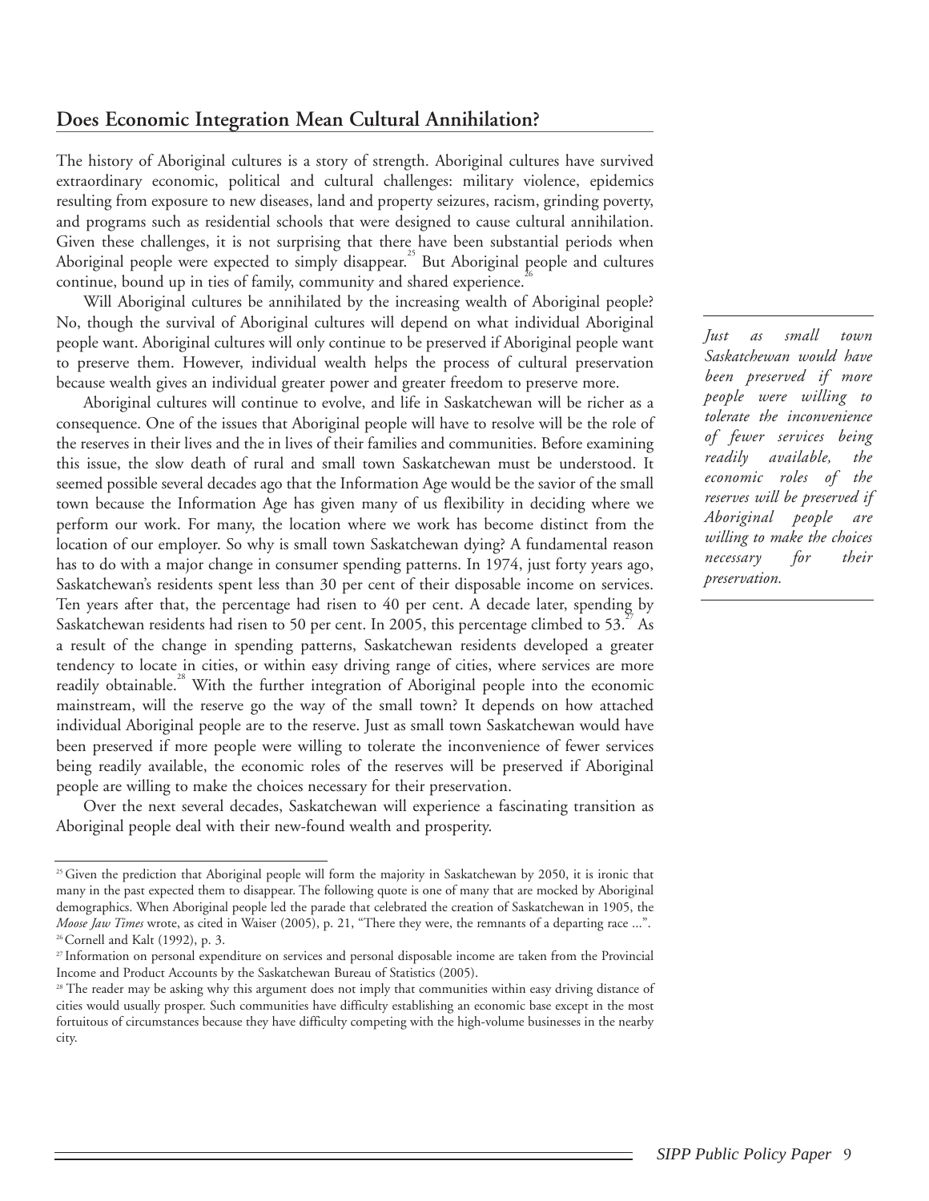## Does Economic Integration Mean Cultural Annihilation?

The history of Aboriginal cultures is a story of strength. Aboriginal cultures have survived extraordinary economic, political and cultural challenges: military violence, epidemics resulting from exposure to new diseases, land and property seizures, racism, grinding poverty, and programs such as residential schools that were designed to cause cultural annihilation. Given these challenges, it is not surprising that there have been substantial periods when Aboriginal people were expected to simply disappear.[25] But Aboriginal people and cultures continue, bound up in ties of family, community and shared experience.[26]

Will Aboriginal cultures be annihilated by the increasing wealth of Aboriginal people? No, though the survival of Aboriginal cultures will depend on what individual Aboriginal people want. Aboriginal cultures will only continue to be preserved if Aboriginal people want to preserve them. However, individual wealth helps the process of cultural preservation because wealth gives an individual greater power and greater freedom to preserve more.

Aboriginal cultures will continue to evolve, and life in Saskatchewan will be richer as a consequence. One of the issues that Aboriginal people will have to resolve will be the role of the reserves in their lives and the in lives of their families and communities. Before examining this issue, the slow death of rural and small town Saskatchewan must be understood. It seemed possible several decades ago that the Information Age would be the savior of the small town because the Information Age has given many of us flexibility in deciding where we perform our work. For many, the location where we work has become distinct from the location of our employer. So why is small town Saskatchewan dying? A fundamental reason has to do with a major change in consumer spending patterns. In 1974, just forty years ago, Saskatchewan's residents spent less than 30 per cent of their disposable income on services. Ten years after that, the percentage had risen to 40 per cent. A decade later, spending by Saskatchewan residents had risen to 50 per cent. In 2005, this percentage climbed to 53.[27] As a result of the change in spending patterns, Saskatchewan residents developed a greater tendency to locate in cities, or within easy driving range of cities, where services are more readily obtainable.[28] With the further integration of Aboriginal people into the economic mainstream, will the reserve go the way of the small town? It depends on how attached individual Aboriginal people are to the reserve. Just as small town Saskatchewan would have been preserved if more people were willing to tolerate the inconvenience of fewer services being readily available, the economic roles of the reserves will be preserved if Aboriginal people are willing to make the choices necessary for their preservation.

*Just as small town Saskatchewan would have been preserved if more people were willing to tolerate the inconvenience of fewer services being readily available, the economic roles of the reserves will be preserved if Aboriginal people are willing to make the choices necessary for their preservation.*

Over the next several decades, Saskatchewan will experience a fascinating transition as Aboriginal people deal with their new-found wealth and prosperity.

---

[25] Given the prediction that Aboriginal people will form the majority in Saskatchewan by 2050, it is ironic that many in the past expected them to disappear. The following quote is one of many that are mocked by Aboriginal demographics. When Aboriginal people led the parade that celebrated the creation of Saskatchewan in 1905, the *Moose Jaw Times* wrote, as cited in Waiser (2005), p. 21, "There they were, the remnants of a departing race ...".

[26] Cornell and Kalt (1992), p. 3.

[27] Information on personal expenditure on services and personal disposable income are taken from the Provincial Income and Product Accounts by the Saskatchewan Bureau of Statistics (2005).

[28] The reader may be asking why this argument does not imply that communities within easy driving distance of cities would usually prosper. Such communities have difficulty establishing an economic base except in the most fortuitous of circumstances because they have difficulty competing with the high-volume businesses in the nearby city.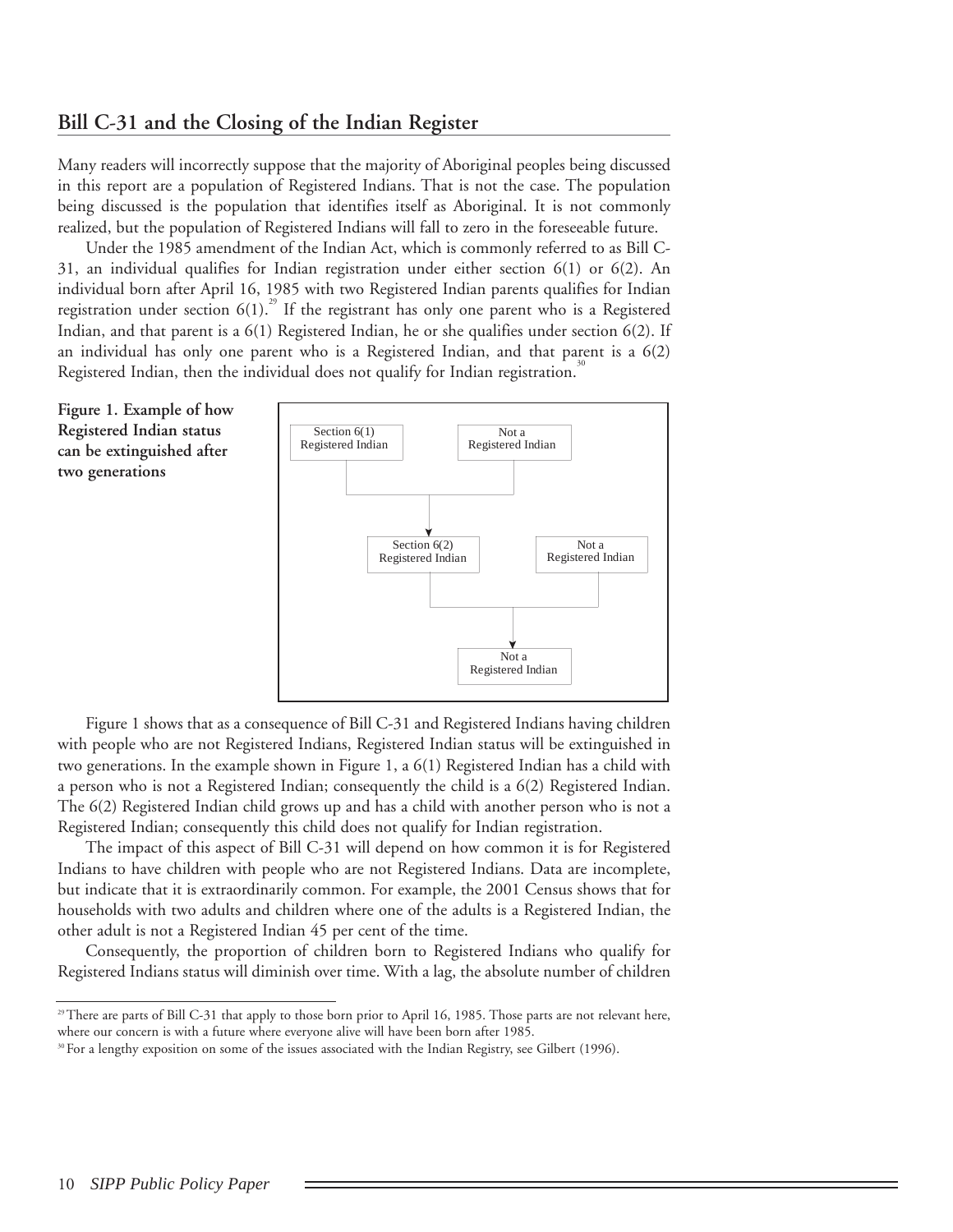## Bill C-31 and the Closing of the Indian Register

Many readers will incorrectly suppose that the majority of Aboriginal peoples being discussed in this report are a population of Registered Indians. That is not the case. The population being discussed is the population that identifies itself as Aboriginal. It is not commonly realized, but the population of Registered Indians will fall to zero in the foreseeable future.

Under the 1985 amendment of the Indian Act, which is commonly referred to as Bill C-31, an individual qualifies for Indian registration under either section 6(1) or 6(2). An individual born after April 16, 1985 with two Registered Indian parents qualifies for Indian registration under section 6(1).[29] If the registrant has only one parent who is a Registered Indian, and that parent is a 6(1) Registered Indian, he or she qualifies under section 6(2). If an individual has only one parent who is a Registered Indian, and that parent is a 6(2) Registered Indian, then the individual does not qualify for Indian registration.[30]

**Figure 1. Example of how Registered Indian status can be extinguished after two generations**

Section 6(1) Registered Indian + Not a Registered Indian → Section 6(2) Registered Indian

Section 6(2) Registered Indian + Not a Registered Indian → Not a Registered Indian

Figure 1 shows that as a consequence of Bill C-31 and Registered Indians having children with people who are not Registered Indians, Registered Indian status will be extinguished in two generations. In the example shown in Figure 1, a 6(1) Registered Indian has a child with a person who is not a Registered Indian; consequently the child is a 6(2) Registered Indian. The 6(2) Registered Indian child grows up and has a child with another person who is not a Registered Indian; consequently this child does not qualify for Indian registration.

The impact of this aspect of Bill C-31 will depend on how common it is for Registered Indians to have children with people who are not Registered Indians. Data are incomplete, but indicate that it is extraordinarily common. For example, the 2001 Census shows that for households with two adults and children where one of the adults is a Registered Indian, the other adult is not a Registered Indian 45 per cent of the time.

Consequently, the proportion of children born to Registered Indians who qualify for Registered Indians status will diminish over time. With a lag, the absolute number of children

---

[29] There are parts of Bill C-31 that apply to those born prior to April 16, 1985. Those parts are not relevant here, where our concern is with a future where everyone alive will have been born after 1985.

[30] For a lengthy exposition on some of the issues associated with the Indian Registry, see Gilbert (1996).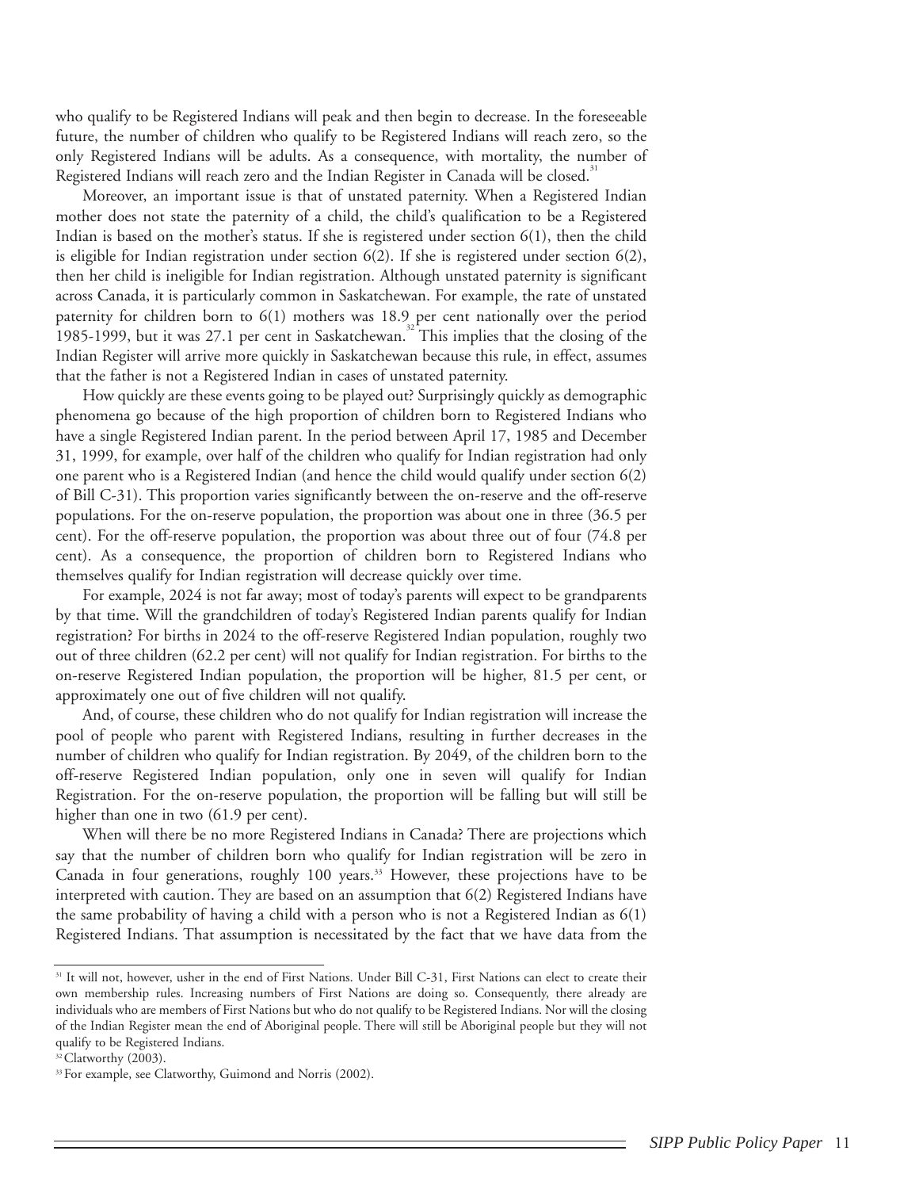who qualify to be Registered Indians will peak and then begin to decrease. In the foreseeable future, the number of children who qualify to be Registered Indians will reach zero, so the only Registered Indians will be adults. As a consequence, with mortality, the number of Registered Indians will reach zero and the Indian Register in Canada will be closed.[31]

Moreover, an important issue is that of unstated paternity. When a Registered Indian mother does not state the paternity of a child, the child's qualification to be a Registered Indian is based on the mother's status. If she is registered under section 6(1), then the child is eligible for Indian registration under section 6(2). If she is registered under section 6(2), then her child is ineligible for Indian registration. Although unstated paternity is significant across Canada, it is particularly common in Saskatchewan. For example, the rate of unstated paternity for children born to 6(1) mothers was 18.9 per cent nationally over the period 1985-1999, but it was 27.1 per cent in Saskatchewan.[32] This implies that the closing of the Indian Register will arrive more quickly in Saskatchewan because this rule, in effect, assumes that the father is not a Registered Indian in cases of unstated paternity.

How quickly are these events going to be played out? Surprisingly quickly as demographic phenomena go because of the high proportion of children born to Registered Indians who have a single Registered Indian parent. In the period between April 17, 1985 and December 31, 1999, for example, over half of the children who qualify for Indian registration had only one parent who is a Registered Indian (and hence the child would qualify under section 6(2) of Bill C-31). This proportion varies significantly between the on-reserve and the off-reserve populations. For the on-reserve population, the proportion was about one in three (36.5 per cent). For the off-reserve population, the proportion was about three out of four (74.8 per cent). As a consequence, the proportion of children born to Registered Indians who themselves qualify for Indian registration will decrease quickly over time.

For example, 2024 is not far away; most of today's parents will expect to be grandparents by that time. Will the grandchildren of today's Registered Indian parents qualify for Indian registration? For births in 2024 to the off-reserve Registered Indian population, roughly two out of three children (62.2 per cent) will not qualify for Indian registration. For births to the on-reserve Registered Indian population, the proportion will be higher, 81.5 per cent, or approximately one out of five children will not qualify.

And, of course, these children who do not qualify for Indian registration will increase the pool of people who parent with Registered Indians, resulting in further decreases in the number of children who qualify for Indian registration. By 2049, of the children born to the off-reserve Registered Indian population, only one in seven will qualify for Indian Registration. For the on-reserve population, the proportion will be falling but will still be higher than one in two (61.9 per cent).

When will there be no more Registered Indians in Canada? There are projections which say that the number of children born who qualify for Indian registration will be zero in Canada in four generations, roughly 100 years.[33] However, these projections have to be interpreted with caution. They are based on an assumption that 6(2) Registered Indians have the same probability of having a child with a person who is not a Registered Indian as 6(1) Registered Indians. That assumption is necessitated by the fact that we have data from the

---

[31] It will not, however, usher in the end of First Nations. Under Bill C-31, First Nations can elect to create their own membership rules. Increasing numbers of First Nations are doing so. Consequently, there already are individuals who are members of First Nations but who do not qualify to be Registered Indians. Nor will the closing of the Indian Register mean the end of Aboriginal people. There will still be Aboriginal people but they will not qualify to be Registered Indians.

[32] Clatworthy (2003).

[33] For example, see Clatworthy, Guimond and Norris (2002).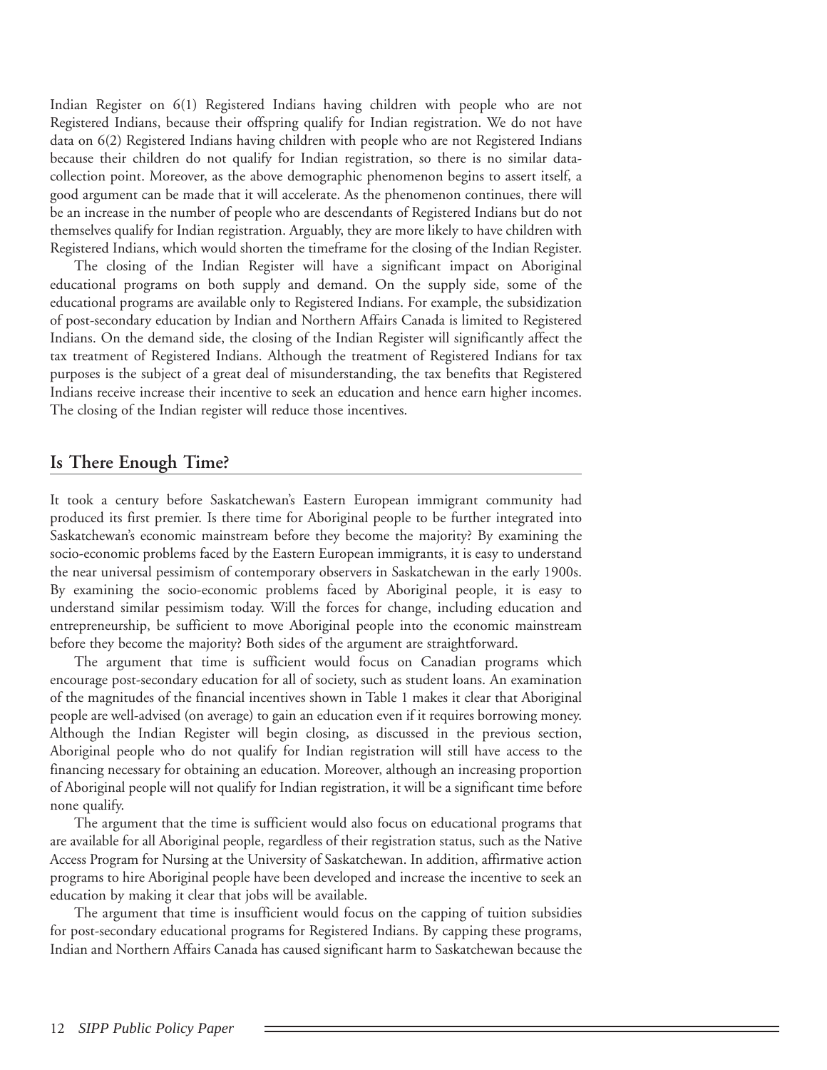Indian Register on 6(1) Registered Indians having children with people who are not Registered Indians, because their offspring qualify for Indian registration. We do not have data on 6(2) Registered Indians having children with people who are not Registered Indians because their children do not qualify for Indian registration, so there is no similar data-collection point. Moreover, as the above demographic phenomenon begins to assert itself, a good argument can be made that it will accelerate. As the phenomenon continues, there will be an increase in the number of people who are descendants of Registered Indians but do not themselves qualify for Indian registration. Arguably, they are more likely to have children with Registered Indians, which would shorten the timeframe for the closing of the Indian Register.

The closing of the Indian Register will have a significant impact on Aboriginal educational programs on both supply and demand. On the supply side, some of the educational programs are available only to Registered Indians. For example, the subsidization of post-secondary education by Indian and Northern Affairs Canada is limited to Registered Indians. On the demand side, the closing of the Indian Register will significantly affect the tax treatment of Registered Indians. Although the treatment of Registered Indians for tax purposes is the subject of a great deal of misunderstanding, the tax benefits that Registered Indians receive increase their incentive to seek an education and hence earn higher incomes. The closing of the Indian register will reduce those incentives.

## Is There Enough Time?

It took a century before Saskatchewan's Eastern European immigrant community had produced its first premier. Is there time for Aboriginal people to be further integrated into Saskatchewan's economic mainstream before they become the majority? By examining the socio-economic problems faced by the Eastern European immigrants, it is easy to understand the near universal pessimism of contemporary observers in Saskatchewan in the early 1900s. By examining the socio-economic problems faced by Aboriginal people, it is easy to understand similar pessimism today. Will the forces for change, including education and entrepreneurship, be sufficient to move Aboriginal people into the economic mainstream before they become the majority? Both sides of the argument are straightforward.

The argument that time is sufficient would focus on Canadian programs which encourage post-secondary education for all of society, such as student loans. An examination of the magnitudes of the financial incentives shown in Table 1 makes it clear that Aboriginal people are well-advised (on average) to gain an education even if it requires borrowing money. Although the Indian Register will begin closing, as discussed in the previous section, Aboriginal people who do not qualify for Indian registration will still have access to the financing necessary for obtaining an education. Moreover, although an increasing proportion of Aboriginal people will not qualify for Indian registration, it will be a significant time before none qualify.

The argument that the time is sufficient would also focus on educational programs that are available for all Aboriginal people, regardless of their registration status, such as the Native Access Program for Nursing at the University of Saskatchewan. In addition, affirmative action programs to hire Aboriginal people have been developed and increase the incentive to seek an education by making it clear that jobs will be available.

The argument that time is insufficient would focus on the capping of tuition subsidies for post-secondary educational programs for Registered Indians. By capping these programs, Indian and Northern Affairs Canada has caused significant harm to Saskatchewan because the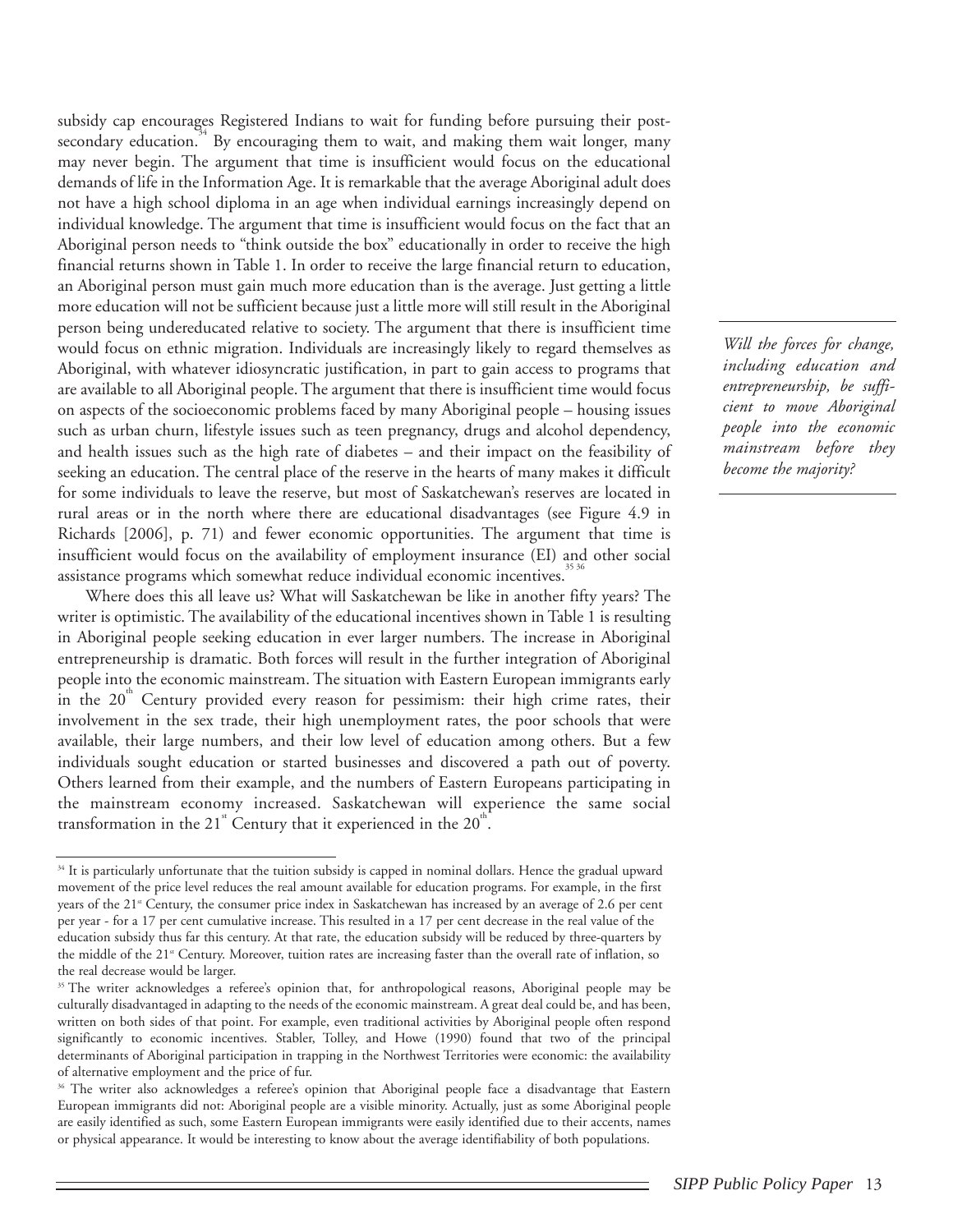subsidy cap encourages Registered Indians to wait for funding before pursuing their post-secondary education.[34] By encouraging them to wait, and making them wait longer, many may never begin. The argument that time is insufficient would focus on the educational demands of life in the Information Age. It is remarkable that the average Aboriginal adult does not have a high school diploma in an age when individual earnings increasingly depend on individual knowledge. The argument that time is insufficient would focus on the fact that an Aboriginal person needs to "think outside the box" educationally in order to receive the high financial returns shown in Table 1. In order to receive the large financial return to education, an Aboriginal person must gain much more education than is the average. Just getting a little more education will not be sufficient because just a little more will still result in the Aboriginal person being undereducated relative to society. The argument that there is insufficient time would focus on ethnic migration. Individuals are increasingly likely to regard themselves as Aboriginal, with whatever idiosyncratic justification, in part to gain access to programs that are available to all Aboriginal people. The argument that there is insufficient time would focus on aspects of the socioeconomic problems faced by many Aboriginal people – housing issues such as urban churn, lifestyle issues such as teen pregnancy, drugs and alcohol dependency, and health issues such as the high rate of diabetes – and their impact on the feasibility of seeking an education. The central place of the reserve in the hearts of many makes it difficult for some individuals to leave the reserve, but most of Saskatchewan's reserves are located in rural areas or in the north where there are educational disadvantages (see Figure 4.9 in Richards [2006], p. 71) and fewer economic opportunities. The argument that time is insufficient would focus on the availability of employment insurance (EI) and other social assistance programs which somewhat reduce individual economic incentives.[35 36]

*Will the forces for change, including education and entrepreneurship, be sufficient to move Aboriginal people into the economic mainstream before they become the majority?*

Where does this all leave us? What will Saskatchewan be like in another fifty years? The writer is optimistic. The availability of the educational incentives shown in Table 1 is resulting in Aboriginal people seeking education in ever larger numbers. The increase in Aboriginal entrepreneurship is dramatic. Both forces will result in the further integration of Aboriginal people into the economic mainstream. The situation with Eastern European immigrants early in the 20th Century provided every reason for pessimism: their high crime rates, their involvement in the sex trade, their high unemployment rates, the poor schools that were available, their large numbers, and their low level of education among others. But a few individuals sought education or started businesses and discovered a path out of poverty. Others learned from their example, and the numbers of Eastern Europeans participating in the mainstream economy increased. Saskatchewan will experience the same social transformation in the 21st Century that it experienced in the 20th.

---

[34] It is particularly unfortunate that the tuition subsidy is capped in nominal dollars. Hence the gradual upward movement of the price level reduces the real amount available for education programs. For example, in the first years of the 21st Century, the consumer price index in Saskatchewan has increased by an average of 2.6 per cent per year - for a 17 per cent cumulative increase. This resulted in a 17 per cent decrease in the real value of the education subsidy thus far this century. At that rate, the education subsidy will be reduced by three-quarters by the middle of the 21st Century. Moreover, tuition rates are increasing faster than the overall rate of inflation, so the real decrease would be larger.

[35] The writer acknowledges a referee's opinion that, for anthropological reasons, Aboriginal people may be culturally disadvantaged in adapting to the needs of the economic mainstream. A great deal could be, and has been, written on both sides of that point. For example, even traditional activities by Aboriginal people often respond significantly to economic incentives. Stabler, Tolley, and Howe (1990) found that two of the principal determinants of Aboriginal participation in trapping in the Northwest Territories were economic: the availability of alternative employment and the price of fur.

[36] The writer also acknowledges a referee's opinion that Aboriginal people face a disadvantage that Eastern European immigrants did not: Aboriginal people are a visible minority. Actually, just as some Aboriginal people are easily identified as such, some Eastern European immigrants were easily identified due to their accents, names or physical appearance. It would be interesting to know about the average identifiability of both populations.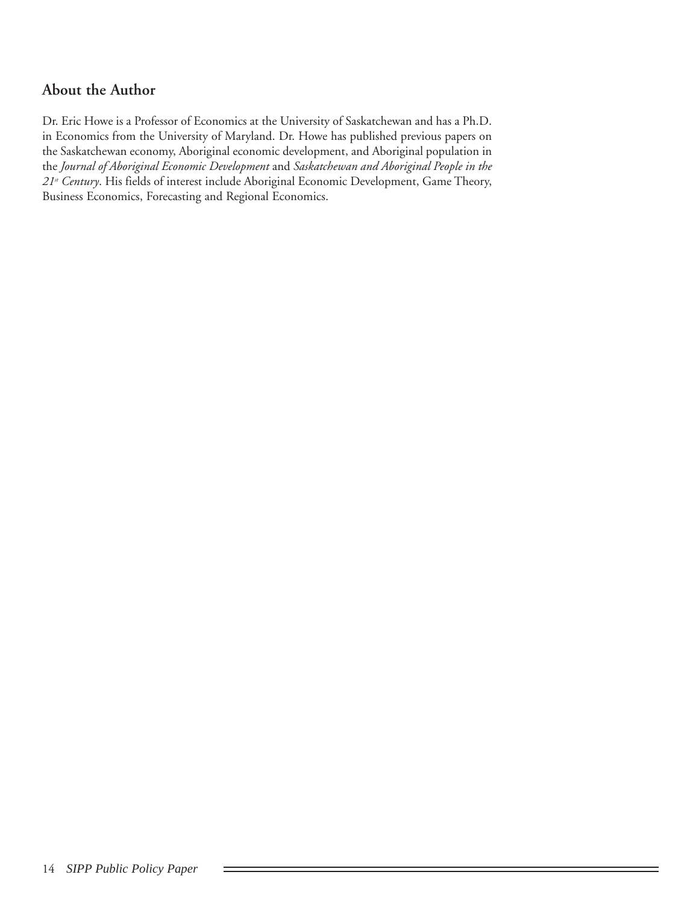## About the Author

Dr. Eric Howe is a Professor of Economics at the University of Saskatchewan and has a Ph.D. in Economics from the University of Maryland. Dr. Howe has published previous papers on the Saskatchewan economy, Aboriginal economic development, and Aboriginal population in the *Journal of Aboriginal Economic Development* and *Saskatchewan and Aboriginal People in the 21st Century*. His fields of interest include Aboriginal Economic Development, Game Theory, Business Economics, Forecasting and Regional Economics.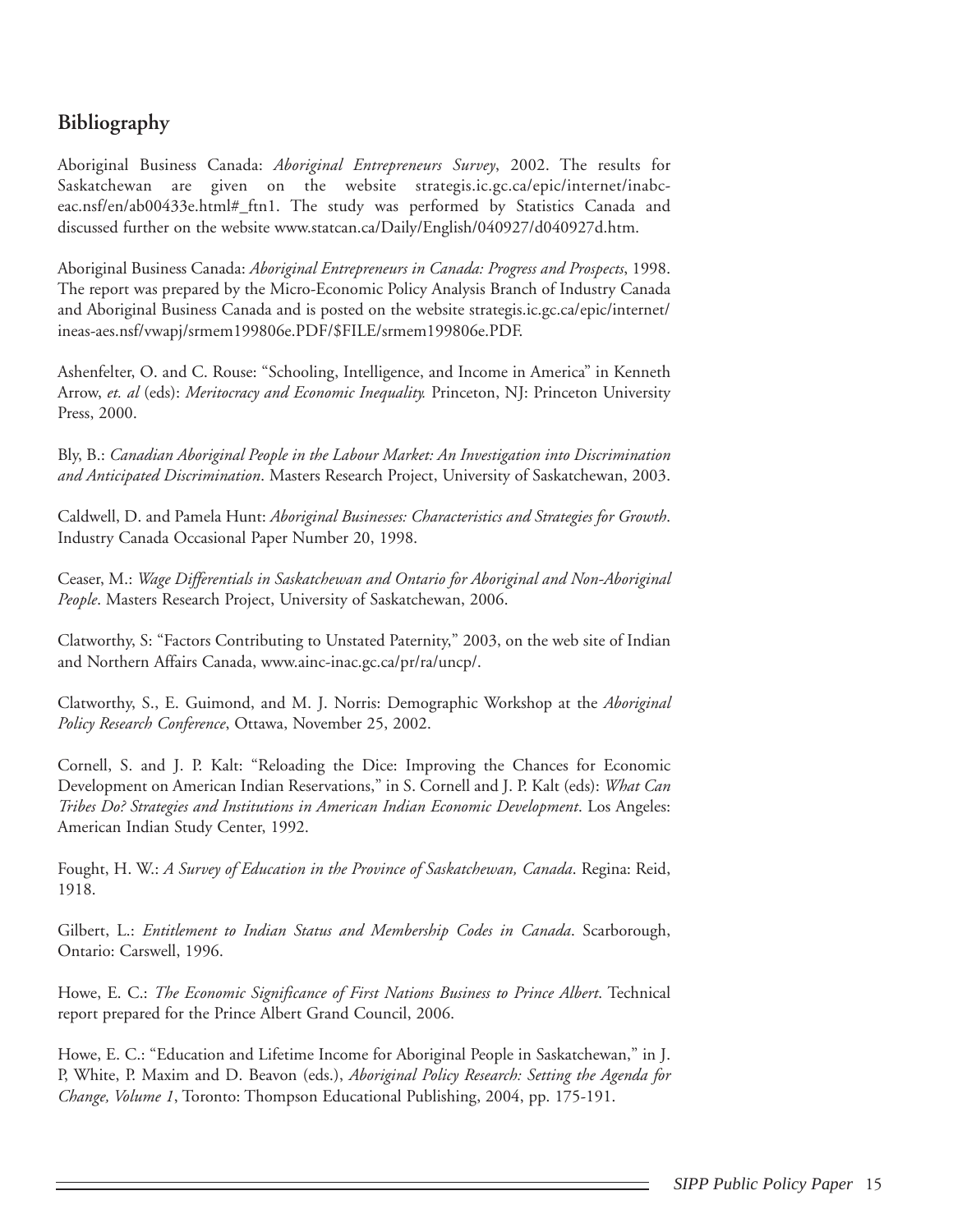## Bibliography

Aboriginal Business Canada: *Aboriginal Entrepreneurs Survey*, 2002. The results for Saskatchewan are given on the website strategis.ic.gc.ca/epic/internet/inabc-eac.nsf/en/ab00433e.html#_ftn1. The study was performed by Statistics Canada and discussed further on the website www.statcan.ca/Daily/English/040927/d040927d.htm.

Aboriginal Business Canada: *Aboriginal Entrepreneurs in Canada: Progress and Prospects*, 1998. The report was prepared by the Micro-Economic Policy Analysis Branch of Industry Canada and Aboriginal Business Canada and is posted on the website strategis.ic.gc.ca/epic/internet/ineas-aes.nsf/vwapj/srmem199806e.PDF/$FILE/srmem199806e.PDF.

Ashenfelter, O. and C. Rouse: "Schooling, Intelligence, and Income in America" in Kenneth Arrow, *et. al* (eds): *Meritocracy and Economic Inequality.* Princeton, NJ: Princeton University Press, 2000.

Bly, B.: *Canadian Aboriginal People in the Labour Market: An Investigation into Discrimination and Anticipated Discrimination*. Masters Research Project, University of Saskatchewan, 2003.

Caldwell, D. and Pamela Hunt: *Aboriginal Businesses: Characteristics and Strategies for Growth*. Industry Canada Occasional Paper Number 20, 1998.

Ceaser, M.: *Wage Differentials in Saskatchewan and Ontario for Aboriginal and Non-Aboriginal People*. Masters Research Project, University of Saskatchewan, 2006.

Clatworthy, S: "Factors Contributing to Unstated Paternity," 2003, on the web site of Indian and Northern Affairs Canada, www.ainc-inac.gc.ca/pr/ra/uncp/.

Clatworthy, S., E. Guimond, and M. J. Norris: Demographic Workshop at the *Aboriginal Policy Research Conference*, Ottawa, November 25, 2002.

Cornell, S. and J. P. Kalt: "Reloading the Dice: Improving the Chances for Economic Development on American Indian Reservations," in S. Cornell and J. P. Kalt (eds): *What Can Tribes Do? Strategies and Institutions in American Indian Economic Development*. Los Angeles: American Indian Study Center, 1992.

Fought, H. W.: *A Survey of Education in the Province of Saskatchewan, Canada*. Regina: Reid, 1918.

Gilbert, L.: *Entitlement to Indian Status and Membership Codes in Canada*. Scarborough, Ontario: Carswell, 1996.

Howe, E. C.: *The Economic Significance of First Nations Business to Prince Albert*. Technical report prepared for the Prince Albert Grand Council, 2006.

Howe, E. C.: "Education and Lifetime Income for Aboriginal People in Saskatchewan," in J. P, White, P. Maxim and D. Beavon (eds.), *Aboriginal Policy Research: Setting the Agenda for Change, Volume 1*, Toronto: Thompson Educational Publishing, 2004, pp. 175-191.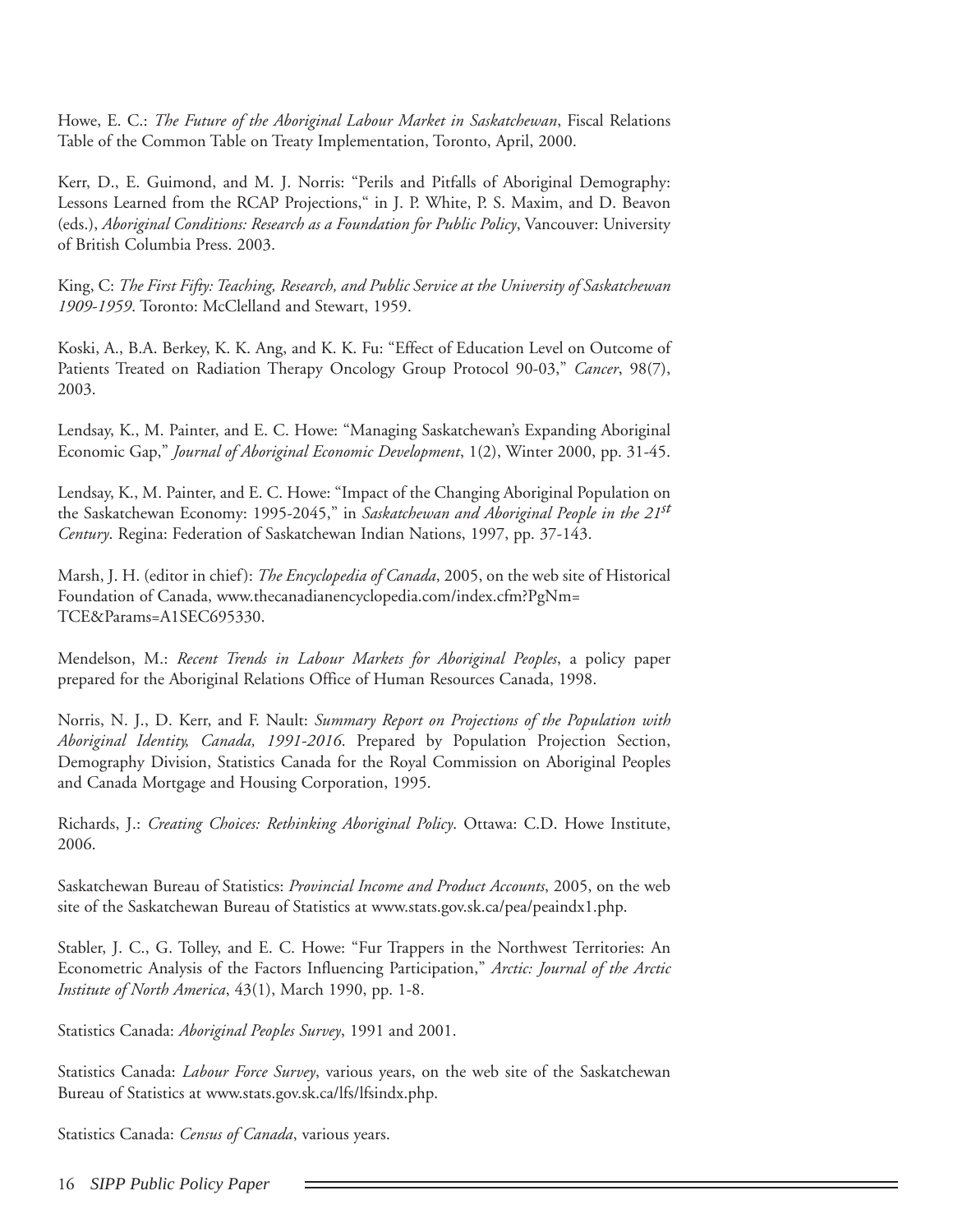Howe, E. C.: *The Future of the Aboriginal Labour Market in Saskatchewan*, Fiscal Relations Table of the Common Table on Treaty Implementation, Toronto, April, 2000.

Kerr, D., E. Guimond, and M. J. Norris: "Perils and Pitfalls of Aboriginal Demography: Lessons Learned from the RCAP Projections," in J. P. White, P. S. Maxim, and D. Beavon (eds.), *Aboriginal Conditions: Research as a Foundation for Public Policy*, Vancouver: University of British Columbia Press. 2003.

King, C: *The First Fifty: Teaching, Research, and Public Service at the University of Saskatchewan 1909-1959*. Toronto: McClelland and Stewart, 1959.

Koski, A., B.A. Berkey, K. K. Ang, and K. K. Fu: "Effect of Education Level on Outcome of Patients Treated on Radiation Therapy Oncology Group Protocol 90-03," *Cancer*, 98(7), 2003.

Lendsay, K., M. Painter, and E. C. Howe: "Managing Saskatchewan's Expanding Aboriginal Economic Gap," *Journal of Aboriginal Economic Development*, 1(2), Winter 2000, pp. 31-45.

Lendsay, K., M. Painter, and E. C. Howe: "Impact of the Changing Aboriginal Population on the Saskatchewan Economy: 1995-2045," in *Saskatchewan and Aboriginal People in the 21st Century*. Regina: Federation of Saskatchewan Indian Nations, 1997, pp. 37-143.

Marsh, J. H. (editor in chief): *The Encyclopedia of Canada*, 2005, on the web site of Historical Foundation of Canada, www.thecanadianencyclopedia.com/index.cfm?PgNm=TCE&Params=A1SEC695330.

Mendelson, M.: *Recent Trends in Labour Markets for Aboriginal Peoples*, a policy paper prepared for the Aboriginal Relations Office of Human Resources Canada, 1998.

Norris, N. J., D. Kerr, and F. Nault: *Summary Report on Projections of the Population with Aboriginal Identity, Canada, 1991-2016*. Prepared by Population Projection Section, Demography Division, Statistics Canada for the Royal Commission on Aboriginal Peoples and Canada Mortgage and Housing Corporation, 1995.

Richards, J.: *Creating Choices: Rethinking Aboriginal Policy*. Ottawa: C.D. Howe Institute, 2006.

Saskatchewan Bureau of Statistics: *Provincial Income and Product Accounts*, 2005, on the web site of the Saskatchewan Bureau of Statistics at www.stats.gov.sk.ca/pea/peaindx1.php.

Stabler, J. C., G. Tolley, and E. C. Howe: "Fur Trappers in the Northwest Territories: An Econometric Analysis of the Factors Influencing Participation," *Arctic: Journal of the Arctic Institute of North America*, 43(1), March 1990, pp. 1-8.

Statistics Canada: *Aboriginal Peoples Survey*, 1991 and 2001.

Statistics Canada: *Labour Force Survey*, various years, on the web site of the Saskatchewan Bureau of Statistics at www.stats.gov.sk.ca/lfs/lfsindx.php.

Statistics Canada: *Census of Canada*, various years.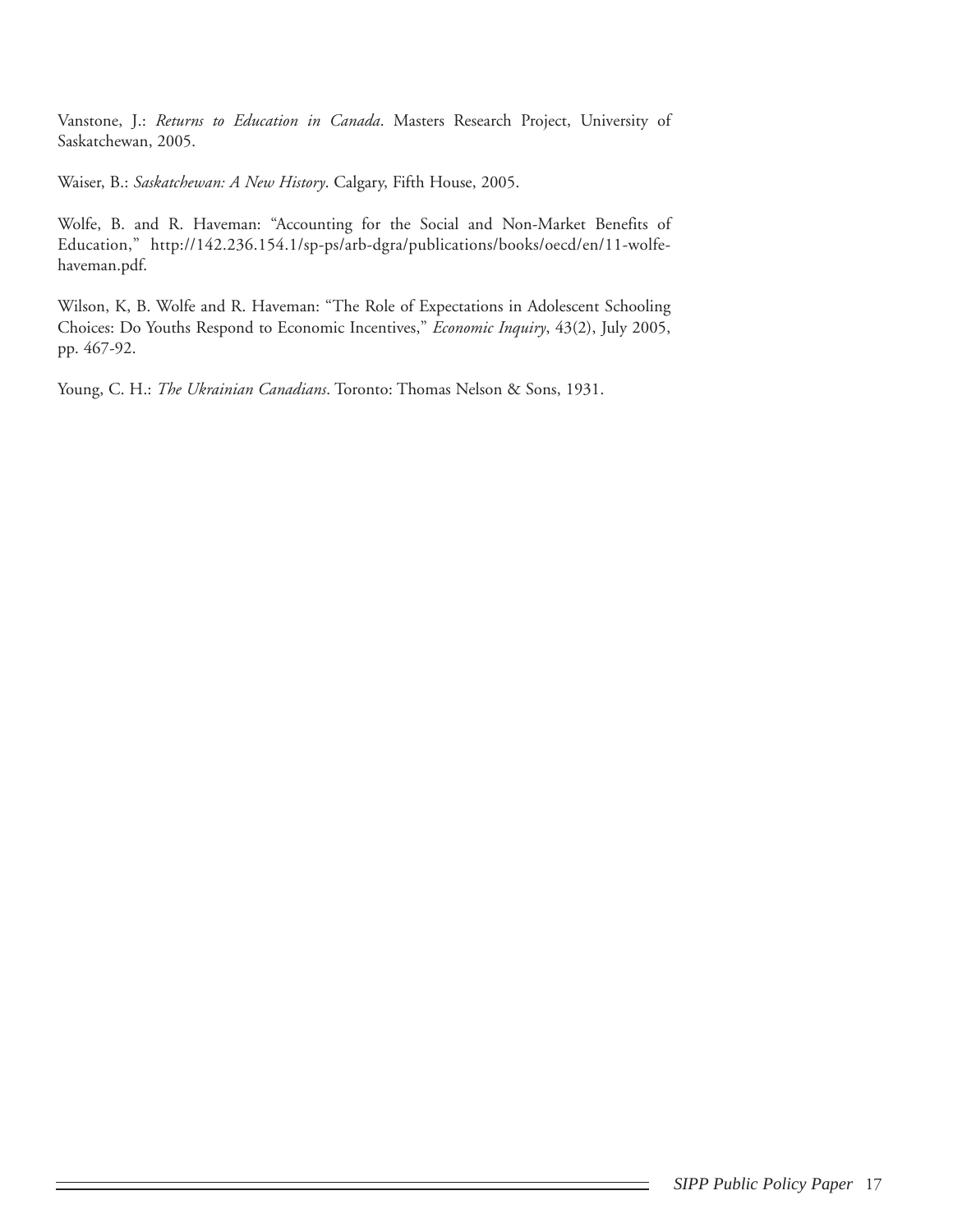Vanstone, J.: *Returns to Education in Canada*. Masters Research Project, University of Saskatchewan, 2005.

Waiser, B.: *Saskatchewan: A New History*. Calgary, Fifth House, 2005.

Wolfe, B. and R. Haveman: "Accounting for the Social and Non-Market Benefits of Education," http://142.236.154.1/sp-ps/arb-dgra/publications/books/oecd/en/11-wolfe-haveman.pdf.

Wilson, K, B. Wolfe and R. Haveman: "The Role of Expectations in Adolescent Schooling Choices: Do Youths Respond to Economic Incentives," *Economic Inquiry*, 43(2), July 2005, pp. 467-92.

Young, C. H.: *The Ukrainian Canadians*. Toronto: Thomas Nelson & Sons, 1931.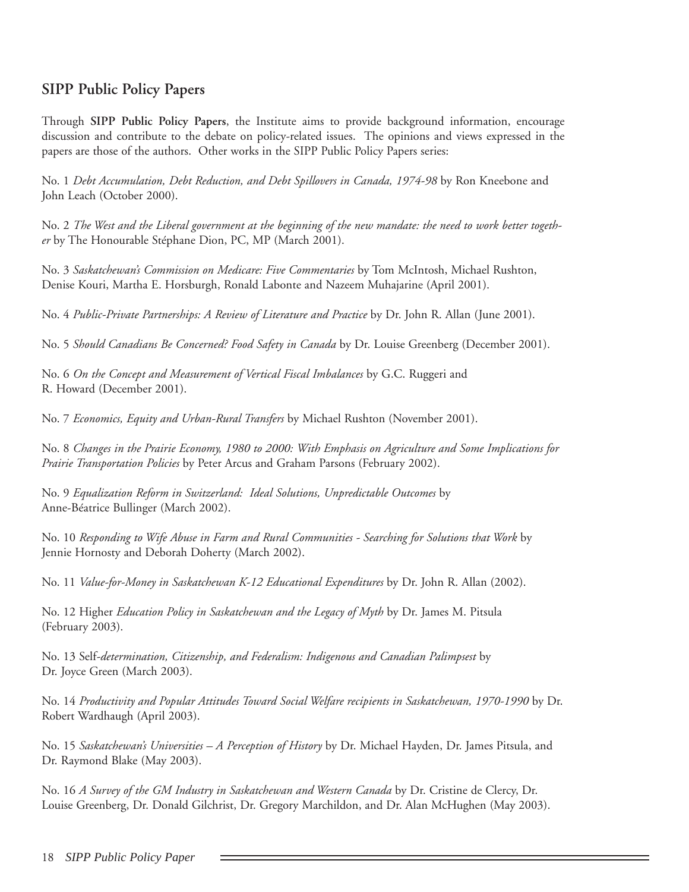## SIPP Public Policy Papers

Through **SIPP Public Policy Papers**, the Institute aims to provide background information, encourage discussion and contribute to the debate on policy-related issues. The opinions and views expressed in the papers are those of the authors. Other works in the SIPP Public Policy Papers series:

No. 1 *Debt Accumulation, Debt Reduction, and Debt Spillovers in Canada, 1974-98* by Ron Kneebone and John Leach (October 2000).

No. 2 *The West and the Liberal government at the beginning of the new mandate: the need to work better together* by The Honourable Stéphane Dion, PC, MP (March 2001).

No. 3 *Saskatchewan's Commission on Medicare: Five Commentaries* by Tom McIntosh, Michael Rushton, Denise Kouri, Martha E. Horsburgh, Ronald Labonte and Nazeem Muhajarine (April 2001).

No. 4 *Public-Private Partnerships: A Review of Literature and Practice* by Dr. John R. Allan (June 2001).

No. 5 *Should Canadians Be Concerned? Food Safety in Canada* by Dr. Louise Greenberg (December 2001).

No. 6 *On the Concept and Measurement of Vertical Fiscal Imbalances* by G.C. Ruggeri and R. Howard (December 2001).

No. 7 *Economics, Equity and Urban-Rural Transfers* by Michael Rushton (November 2001).

No. 8 *Changes in the Prairie Economy, 1980 to 2000: With Emphasis on Agriculture and Some Implications for Prairie Transportation Policies* by Peter Arcus and Graham Parsons (February 2002).

No. 9 *Equalization Reform in Switzerland: Ideal Solutions, Unpredictable Outcomes* by Anne-Béatrice Bullinger (March 2002).

No. 10 *Responding to Wife Abuse in Farm and Rural Communities - Searching for Solutions that Work* by Jennie Hornosty and Deborah Doherty (March 2002).

No. 11 *Value-for-Money in Saskatchewan K-12 Educational Expenditures* by Dr. John R. Allan (2002).

No. 12 Higher *Education Policy in Saskatchewan and the Legacy of Myth* by Dr. James M. Pitsula (February 2003).

No. 13 Self-*determination, Citizenship, and Federalism: Indigenous and Canadian Palimpsest* by Dr. Joyce Green (March 2003).

No. 14 *Productivity and Popular Attitudes Toward Social Welfare recipients in Saskatchewan, 1970-1990* by Dr. Robert Wardhaugh (April 2003).

No. 15 *Saskatchewan's Universities – A Perception of History* by Dr. Michael Hayden, Dr. James Pitsula, and Dr. Raymond Blake (May 2003).

No. 16 *A Survey of the GM Industry in Saskatchewan and Western Canada* by Dr. Cristine de Clercy, Dr. Louise Greenberg, Dr. Donald Gilchrist, Dr. Gregory Marchildon, and Dr. Alan McHughen (May 2003).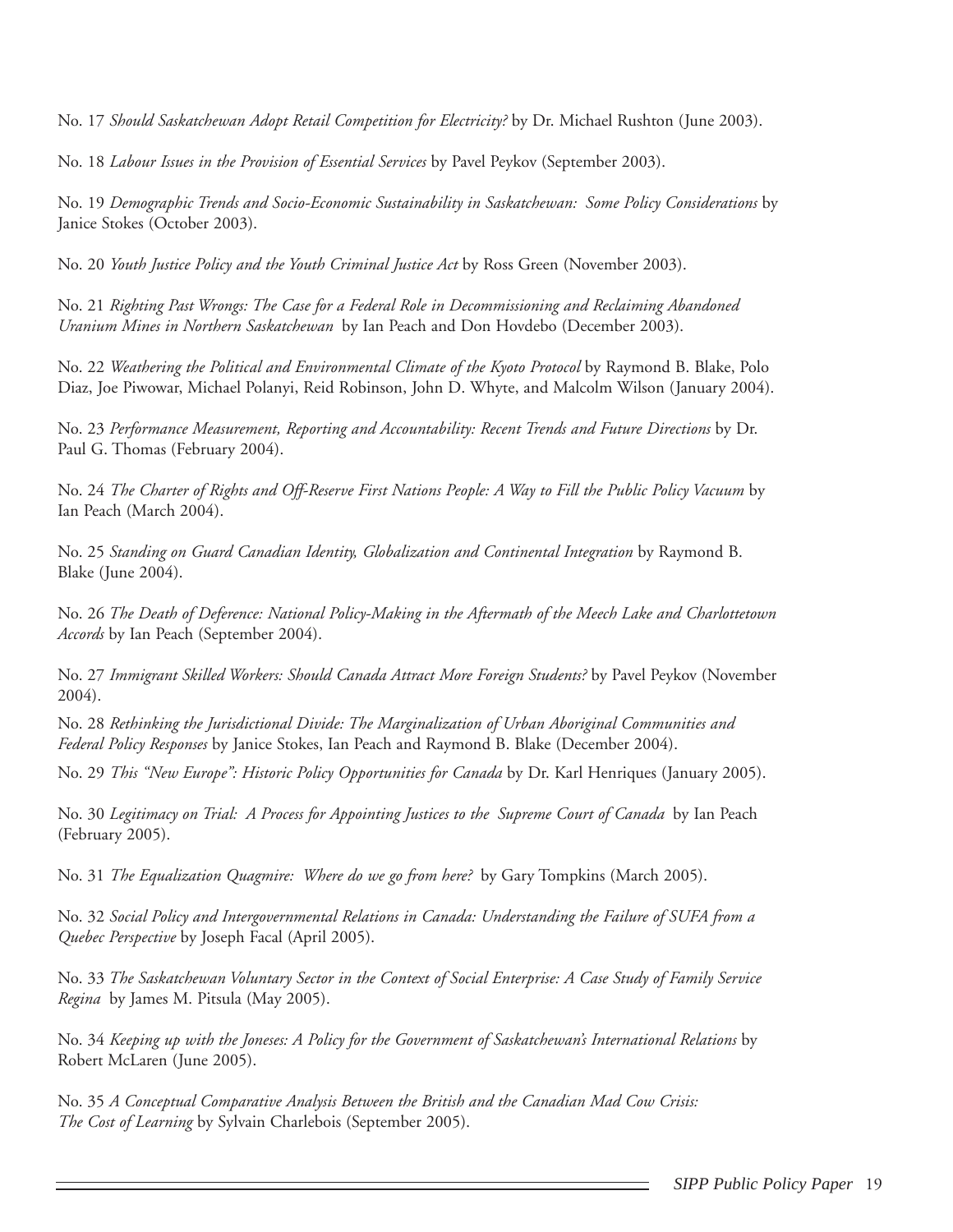No. 17 *Should Saskatchewan Adopt Retail Competition for Electricity?* by Dr. Michael Rushton (June 2003).

No. 18 *Labour Issues in the Provision of Essential Services* by Pavel Peykov (September 2003).

No. 19 *Demographic Trends and Socio-Economic Sustainability in Saskatchewan: Some Policy Considerations* by Janice Stokes (October 2003).

No. 20 *Youth Justice Policy and the Youth Criminal Justice Act* by Ross Green (November 2003).

No. 21 *Righting Past Wrongs: The Case for a Federal Role in Decommissioning and Reclaiming Abandoned Uranium Mines in Northern Saskatchewan* by Ian Peach and Don Hovdebo (December 2003).

No. 22 *Weathering the Political and Environmental Climate of the Kyoto Protocol* by Raymond B. Blake, Polo Diaz, Joe Piwowar, Michael Polanyi, Reid Robinson, John D. Whyte, and Malcolm Wilson (January 2004).

No. 23 *Performance Measurement, Reporting and Accountability: Recent Trends and Future Directions* by Dr. Paul G. Thomas (February 2004).

No. 24 *The Charter of Rights and Off-Reserve First Nations People: A Way to Fill the Public Policy Vacuum* by Ian Peach (March 2004).

No. 25 *Standing on Guard Canadian Identity, Globalization and Continental Integration* by Raymond B. Blake (June 2004).

No. 26 *The Death of Deference: National Policy-Making in the Aftermath of the Meech Lake and Charlottetown Accords* by Ian Peach (September 2004).

No. 27 *Immigrant Skilled Workers: Should Canada Attract More Foreign Students?* by Pavel Peykov (November 2004).

No. 28 *Rethinking the Jurisdictional Divide: The Marginalization of Urban Aboriginal Communities and Federal Policy Responses* by Janice Stokes, Ian Peach and Raymond B. Blake (December 2004).

No. 29 *This "New Europe": Historic Policy Opportunities for Canada* by Dr. Karl Henriques (January 2005).

No. 30 *Legitimacy on Trial: A Process for Appointing Justices to the Supreme Court of Canada* by Ian Peach (February 2005).

No. 31 *The Equalization Quagmire: Where do we go from here?* by Gary Tompkins (March 2005).

No. 32 *Social Policy and Intergovernmental Relations in Canada: Understanding the Failure of SUFA from a Quebec Perspective* by Joseph Facal (April 2005).

No. 33 *The Saskatchewan Voluntary Sector in the Context of Social Enterprise: A Case Study of Family Service Regina* by James M. Pitsula (May 2005).

No. 34 *Keeping up with the Joneses: A Policy for the Government of Saskatchewan's International Relations* by Robert McLaren (June 2005).

No. 35 *A Conceptual Comparative Analysis Between the British and the Canadian Mad Cow Crisis: The Cost of Learning* by Sylvain Charlebois (September 2005).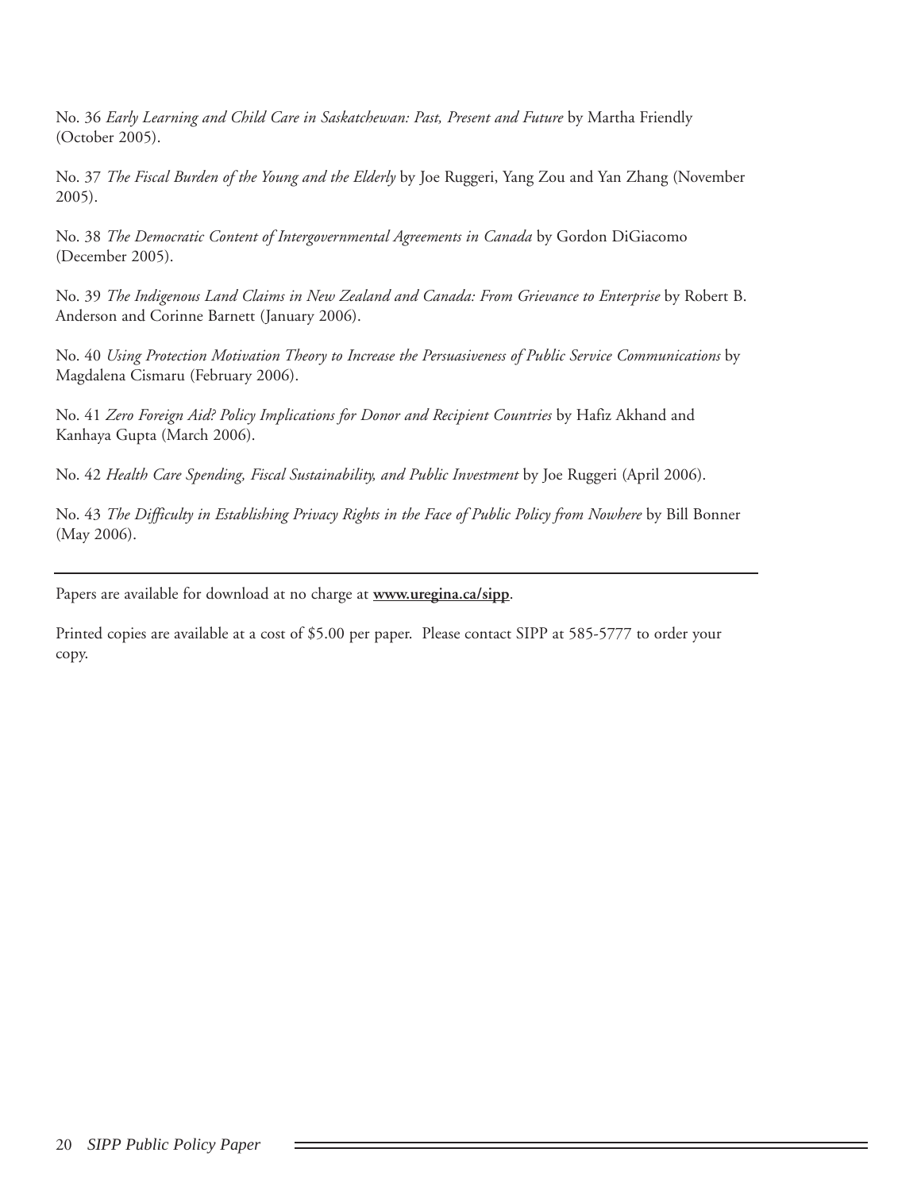No. 36 *Early Learning and Child Care in Saskatchewan: Past, Present and Future* by Martha Friendly (October 2005).

No. 37 *The Fiscal Burden of the Young and the Elderly* by Joe Ruggeri, Yang Zou and Yan Zhang (November 2005).

No. 38 *The Democratic Content of Intergovernmental Agreements in Canada* by Gordon DiGiacomo (December 2005).

No. 39 *The Indigenous Land Claims in New Zealand and Canada: From Grievance to Enterprise* by Robert B. Anderson and Corinne Barnett (January 2006).

No. 40 *Using Protection Motivation Theory to Increase the Persuasiveness of Public Service Communications* by Magdalena Cismaru (February 2006).

No. 41 *Zero Foreign Aid? Policy Implications for Donor and Recipient Countries* by Hafiz Akhand and Kanhaya Gupta (March 2006).

No. 42 *Health Care Spending, Fiscal Sustainability, and Public Investment* by Joe Ruggeri (April 2006).

No. 43 *The Difficulty in Establishing Privacy Rights in the Face of Public Policy from Nowhere* by Bill Bonner (May 2006).

---

Papers are available for download at no charge at **www.uregina.ca/sipp**.

Printed copies are available at a cost of $5.00 per paper. Please contact SIPP at 585-5777 to order your copy.